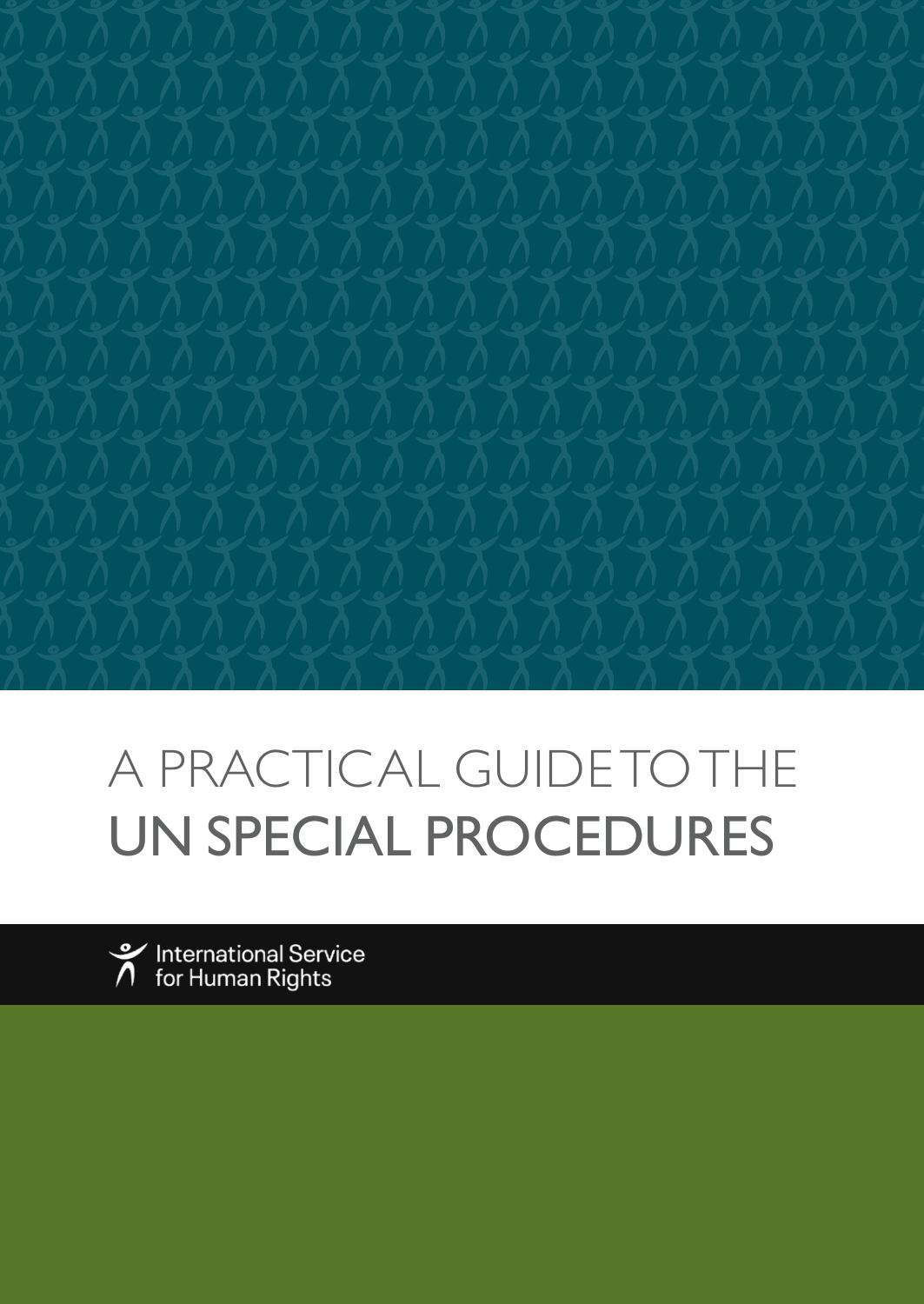# A PRACTICAL GUIDE TO THE UN SPECIAL PROCEDURES

International Service for Human Rights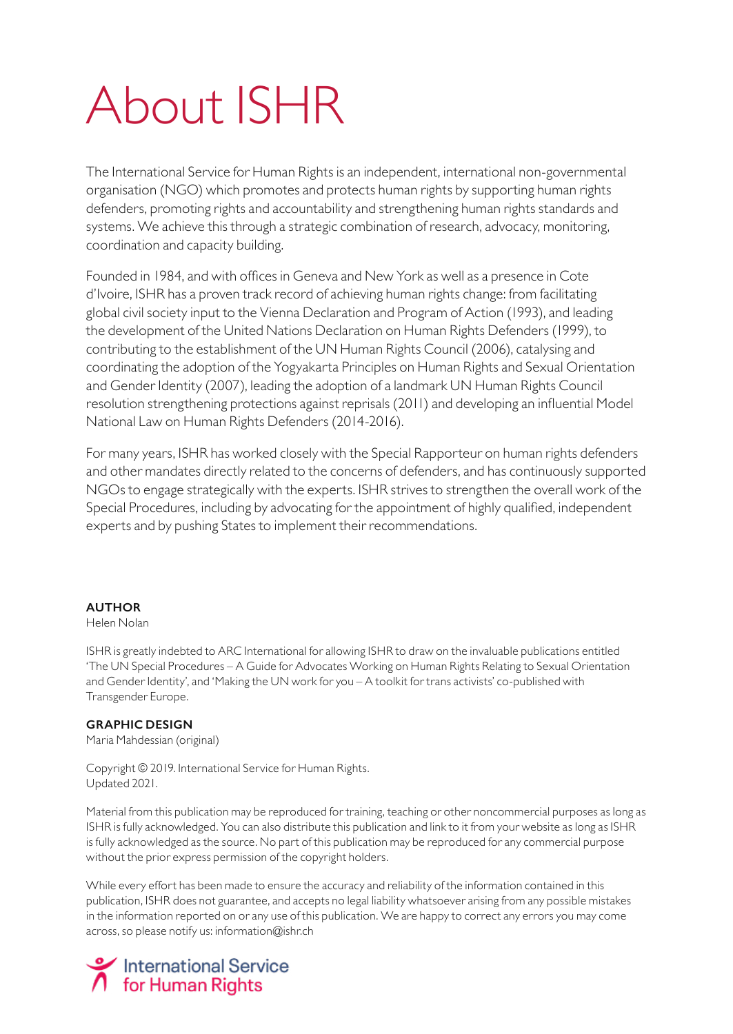# About ISHR

The International Service for Human Rights is an independent, international non-governmental organisation (NGO) which promotes and protects human rights by supporting human rights defenders, promoting rights and accountability and strengthening human rights standards and systems. We achieve this through a strategic combination of research, advocacy, monitoring, coordination and capacity building.

Founded in 1984, and with offices in Geneva and New York as well as a presence in Cote d'Ivoire, ISHR has a proven track record of achieving human rights change: from facilitating global civil society input to the Vienna Declaration and Program of Action (1993), and leading the development of the United Nations Declaration on Human Rights Defenders (1999), to contributing to the establishment of the UN Human Rights Council (2006), catalysing and coordinating the adoption of the Yogyakarta Principles on Human Rights and Sexual Orientation and Gender Identity (2007), leading the adoption of a landmark UN Human Rights Council resolution strengthening protections against reprisals (2011) and developing an influential Model National Law on Human Rights Defenders (2014-2016).

For many years, ISHR has worked closely with the Special Rapporteur on human rights defenders and other mandates directly related to the concerns of defenders, and has continuously supported NGOs to engage strategically with the experts. ISHR strives to strengthen the overall work of the Special Procedures, including by advocating for the appointment of highly qualified, independent experts and by pushing States to implement their recommendations.

**AUTHOR**
Helen Nolan

ISHR is greatly indebted to ARC International for allowing ISHR to draw on the invaluable publications entitled 'The UN Special Procedures – A Guide for Advocates Working on Human Rights Relating to Sexual Orientation and Gender Identity', and 'Making the UN work for you – A toolkit for trans activists' co-published with Transgender Europe.

**GRAPHIC DESIGN**
Maria Mahdessian (original)

Copyright © 2019. International Service for Human Rights.
Updated 2021.

Material from this publication may be reproduced for training, teaching or other noncommercial purposes as long as ISHR is fully acknowledged. You can also distribute this publication and link to it from your website as long as ISHR is fully acknowledged as the source. No part of this publication may be reproduced for any commercial purpose without the prior express permission of the copyright holders.

While every effort has been made to ensure the accuracy and reliability of the information contained in this publication, ISHR does not guarantee, and accepts no legal liability whatsoever arising from any possible mistakes in the information reported on or any use of this publication. We are happy to correct any errors you may come across, so please notify us: information@ishr.ch

International Service for Human Rights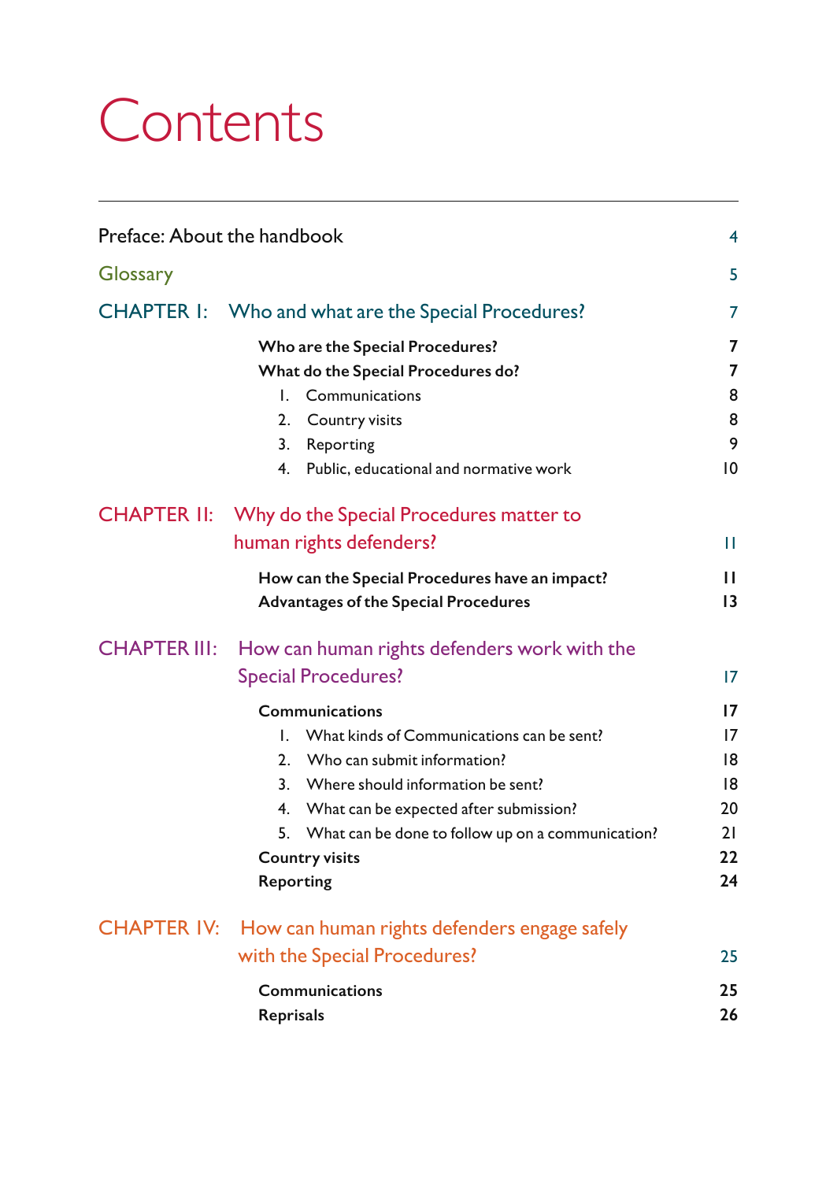# Contents

Preface: About the handbook 4

Glossary 5

CHAPTER I: Who and what are the Special Procedures? 7

- **Who are the Special Procedures?** 7
- **What do the Special Procedures do?** 7
  1. Communications 8
  2. Country visits 8
  3. Reporting 9
  4. Public, educational and normative work 10

CHAPTER II: Why do the Special Procedures matter to human rights defenders? 11

- **How can the Special Procedures have an impact?** 11
- **Advantages of the Special Procedures** 13

CHAPTER III: How can human rights defenders work with the Special Procedures? 17

- **Communications** 17
  1. What kinds of Communications can be sent? 17
  2. Who can submit information? 18
  3. Where should information be sent? 18
  4. What can be expected after submission? 20
  5. What can be done to follow up on a communication? 21
- **Country visits** 22
- **Reporting** 24

CHAPTER IV: How can human rights defenders engage safely with the Special Procedures? 25

- **Communications** 25
- **Reprisals** 26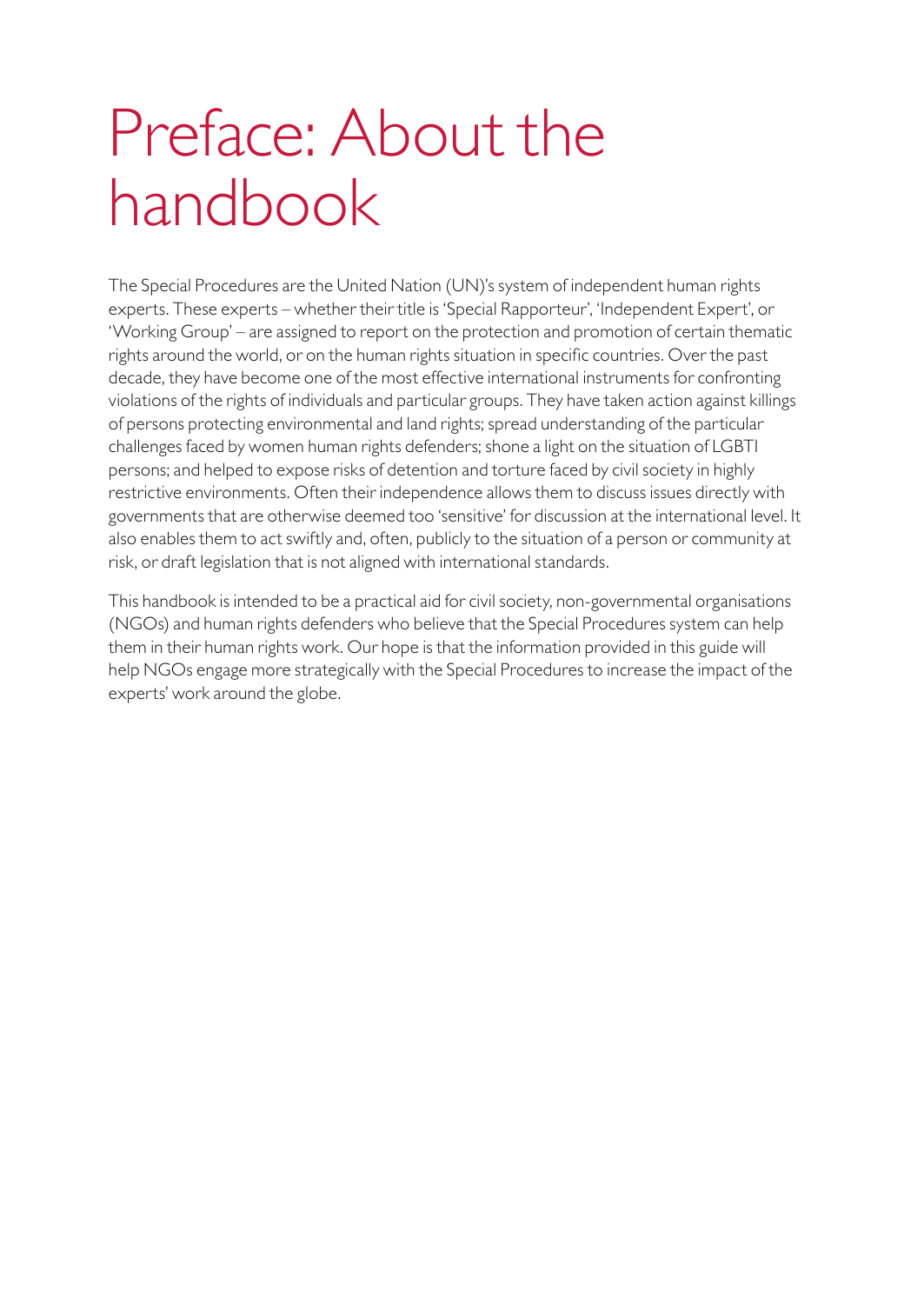# Preface: About the handbook

The Special Procedures are the United Nation (UN)'s system of independent human rights experts. These experts – whether their title is 'Special Rapporteur', 'Independent Expert', or 'Working Group' – are assigned to report on the protection and promotion of certain thematic rights around the world, or on the human rights situation in specific countries. Over the past decade, they have become one of the most effective international instruments for confronting violations of the rights of individuals and particular groups. They have taken action against killings of persons protecting environmental and land rights; spread understanding of the particular challenges faced by women human rights defenders; shone a light on the situation of LGBTI persons; and helped to expose risks of detention and torture faced by civil society in highly restrictive environments. Often their independence allows them to discuss issues directly with governments that are otherwise deemed too 'sensitive' for discussion at the international level. It also enables them to act swiftly and, often, publicly to the situation of a person or community at risk, or draft legislation that is not aligned with international standards.

This handbook is intended to be a practical aid for civil society, non-governmental organisations (NGOs) and human rights defenders who believe that the Special Procedures system can help them in their human rights work. Our hope is that the information provided in this guide will help NGOs engage more strategically with the Special Procedures to increase the impact of the experts' work around the globe.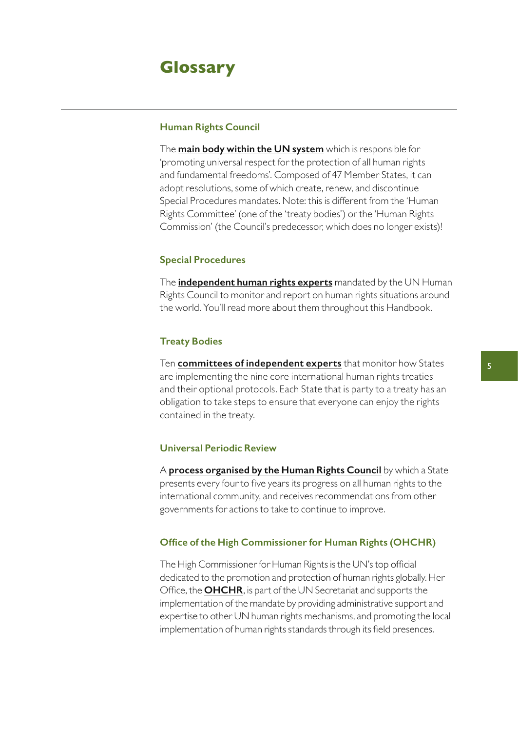# Glossary

### Human Rights Council

The **main body within the UN system** which is responsible for 'promoting universal respect for the protection of all human rights and fundamental freedoms'. Composed of 47 Member States, it can adopt resolutions, some of which create, renew, and discontinue Special Procedures mandates. Note: this is different from the 'Human Rights Committee' (one of the 'treaty bodies') or the 'Human Rights Commission' (the Council's predecessor, which does no longer exists)!

### Special Procedures

The **independent human rights experts** mandated by the UN Human Rights Council to monitor and report on human rights situations around the world. You'll read more about them throughout this Handbook.

### Treaty Bodies

Ten **committees of independent experts** that monitor how States are implementing the nine core international human rights treaties and their optional protocols. Each State that is party to a treaty has an obligation to take steps to ensure that everyone can enjoy the rights contained in the treaty.

### Universal Periodic Review

A **process organised by the Human Rights Council** by which a State presents every four to five years its progress on all human rights to the international community, and receives recommendations from other governments for actions to take to continue to improve.

### Office of the High Commissioner for Human Rights (OHCHR)

The High Commissioner for Human Rights is the UN's top official dedicated to the promotion and protection of human rights globally. Her Office, the **OHCHR**, is part of the UN Secretariat and supports the implementation of the mandate by providing administrative support and expertise to other UN human rights mechanisms, and promoting the local implementation of human rights standards through its field presences.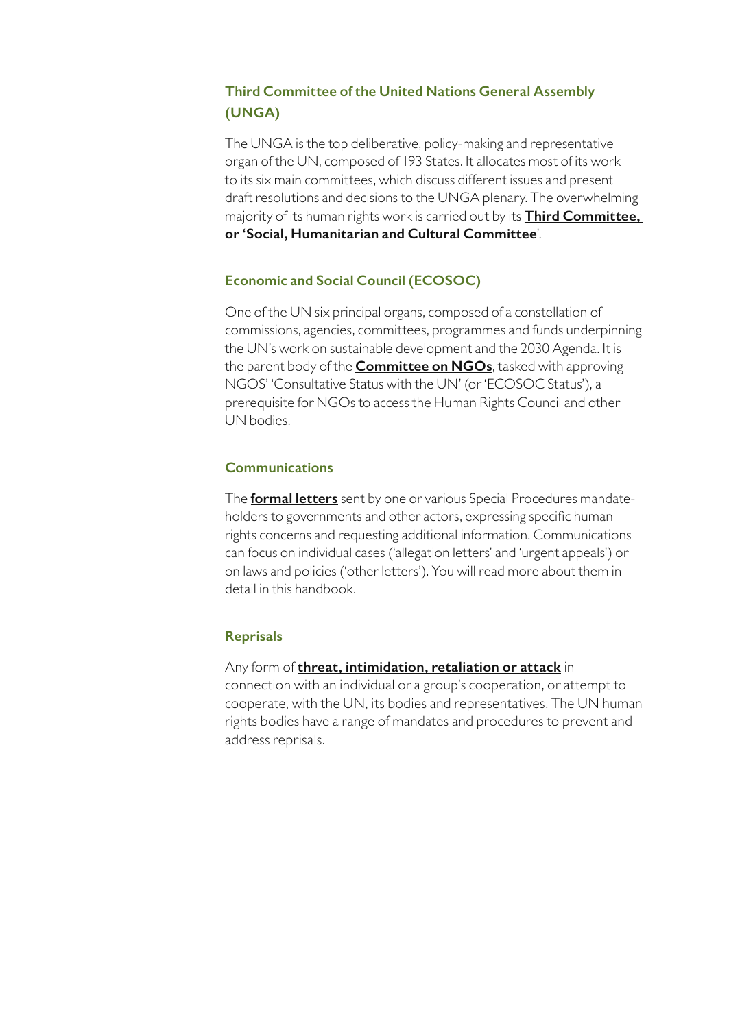### Third Committee of the United Nations General Assembly (UNGA)

The UNGA is the top deliberative, policy-making and representative organ of the UN, composed of 193 States. It allocates most of its work to its six main committees, which discuss different issues and present draft resolutions and decisions to the UNGA plenary. The overwhelming majority of its human rights work is carried out by its **Third Committee, or 'Social, Humanitarian and Cultural Committee'**.

### Economic and Social Council (ECOSOC)

One of the UN six principal organs, composed of a constellation of commissions, agencies, committees, programmes and funds underpinning the UN's work on sustainable development and the 2030 Agenda. It is the parent body of the **Committee on NGOs**, tasked with approving NGOS' 'Consultative Status with the UN' (or 'ECOSOC Status'), a prerequisite for NGOs to access the Human Rights Council and other UN bodies.

### Communications

The **formal letters** sent by one or various Special Procedures mandate-holders to governments and other actors, expressing specific human rights concerns and requesting additional information. Communications can focus on individual cases ('allegation letters' and 'urgent appeals') or on laws and policies ('other letters'). You will read more about them in detail in this handbook.

### Reprisals

Any form of **threat, intimidation, retaliation or attack** in connection with an individual or a group's cooperation, or attempt to cooperate, with the UN, its bodies and representatives. The UN human rights bodies have a range of mandates and procedures to prevent and address reprisals.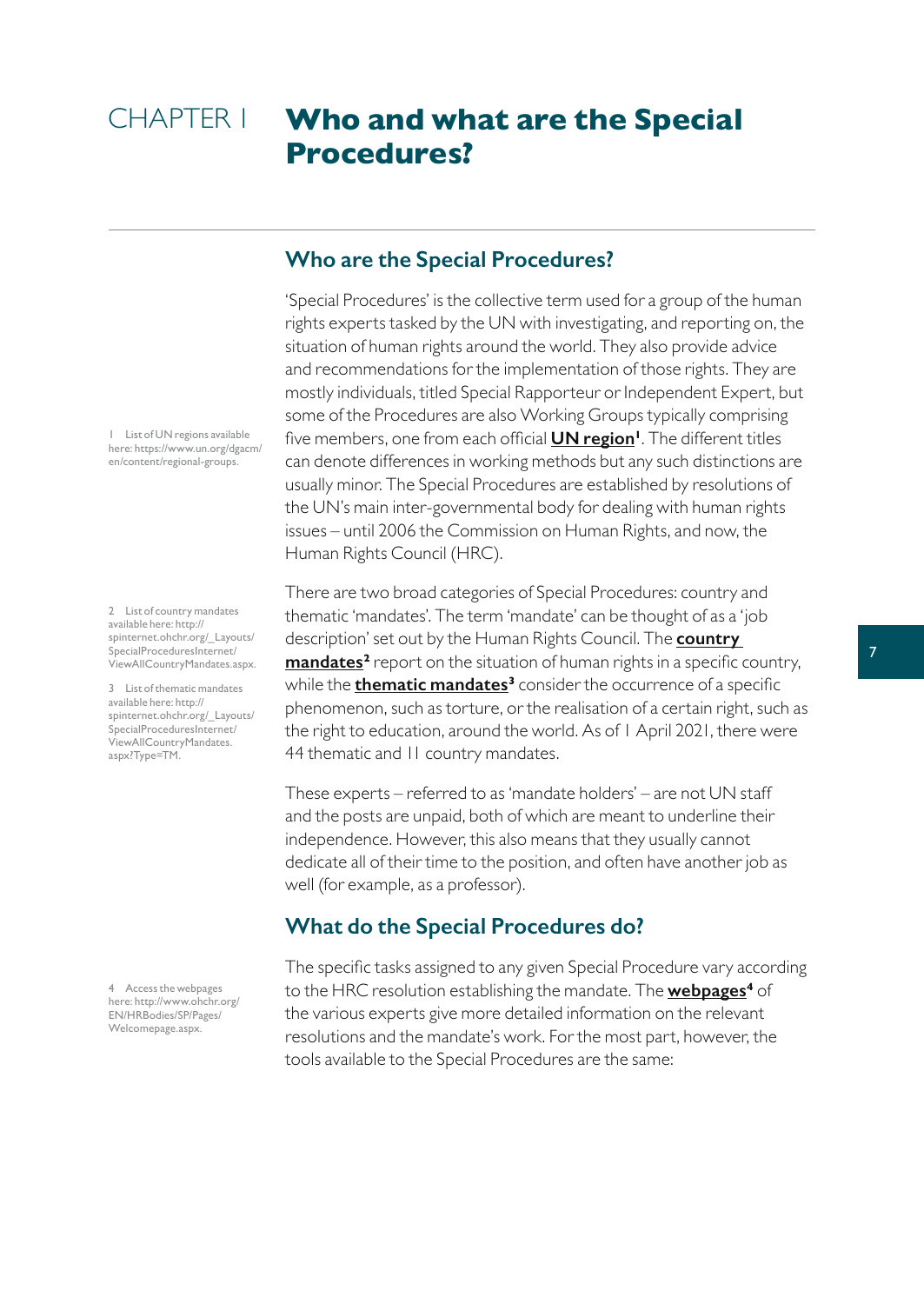# CHAPTER 1 Who and what are the Special Procedures?

## Who are the Special Procedures?

'Special Procedures' is the collective term used for a group of the human rights experts tasked by the UN with investigating, and reporting on, the situation of human rights around the world. They also provide advice and recommendations for the implementation of those rights. They are mostly individuals, titled Special Rapporteur or Independent Expert, but some of the Procedures are also Working Groups typically comprising five members, one from each official **UN region**[1]. The different titles can denote differences in working methods but any such distinctions are usually minor. The Special Procedures are established by resolutions of the UN's main inter-governmental body for dealing with human rights issues – until 2006 the Commission on Human Rights, and now, the Human Rights Council (HRC).

There are two broad categories of Special Procedures: country and thematic 'mandates'. The term 'mandate' can be thought of as a 'job description' set out by the Human Rights Council. The **country mandates**[2] report on the situation of human rights in a specific country, while the **thematic mandates**[3] consider the occurrence of a specific phenomenon, such as torture, or the realisation of a certain right, such as the right to education, around the world. As of 1 April 2021, there were 44 thematic and 11 country mandates.

These experts – referred to as 'mandate holders' – are not UN staff and the posts are unpaid, both of which are meant to underline their independence. However, this also means that they usually cannot dedicate all of their time to the position, and often have another job as well (for example, as a professor).

## What do the Special Procedures do?

The specific tasks assigned to any given Special Procedure vary according to the HRC resolution establishing the mandate. The **webpages**[4] of the various experts give more detailed information on the relevant resolutions and the mandate's work. For the most part, however, the tools available to the Special Procedures are the same:

1 List of UN regions available here: https://www.un.org/dgacm/en/content/regional-groups.

2 List of country mandates available here: http://spinternet.ohchr.org/_Layouts/SpecialProceduresInternet/ViewAllCountryMandates.aspx.

3 List of thematic mandates available here: http://spinternet.ohchr.org/_Layouts/SpecialProceduresInternet/ViewAllCountryMandates.aspx?Type=TM.

4 Access the webpages here: http://www.ohchr.org/EN/HRBodies/SP/Pages/Welcomepage.aspx.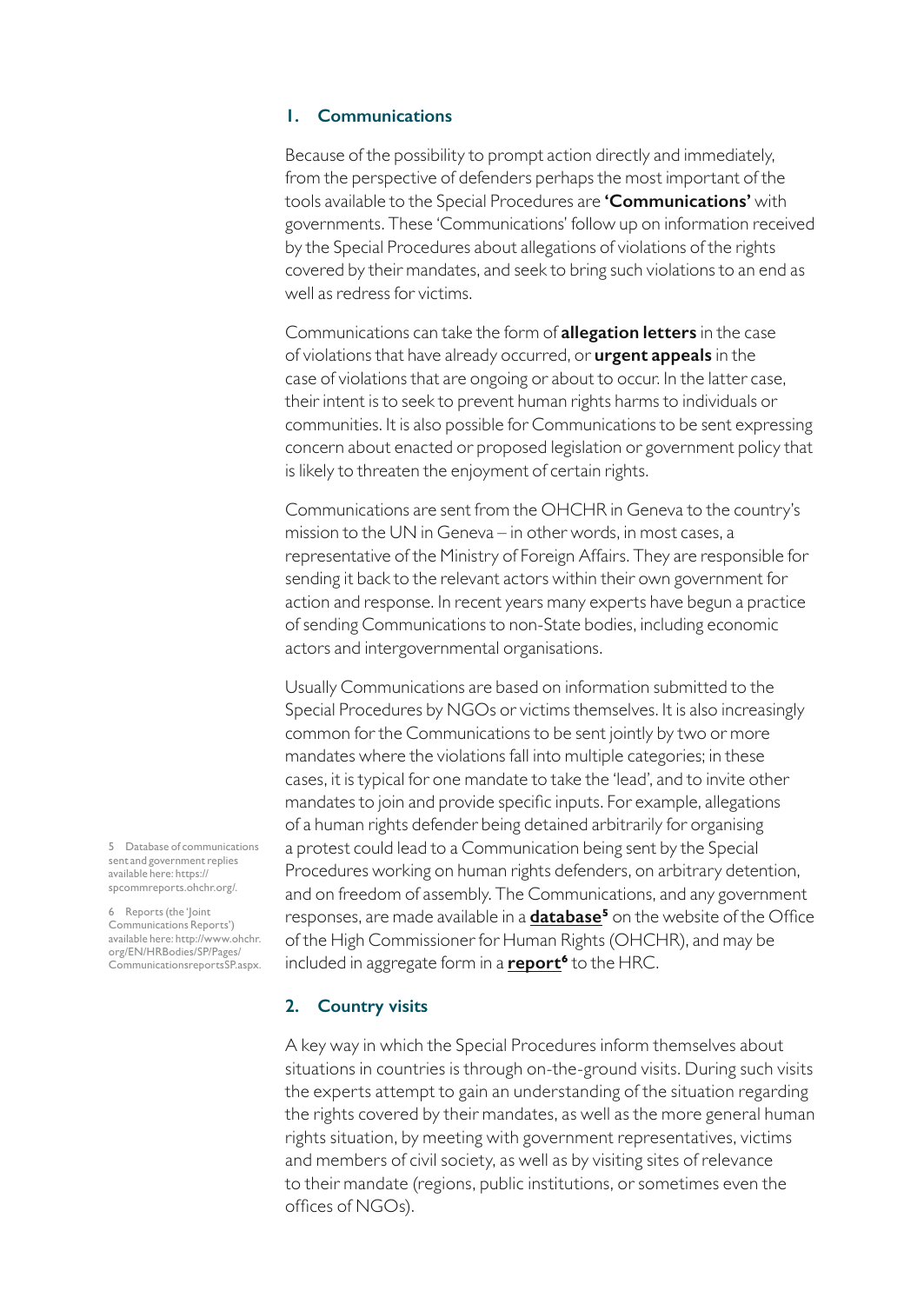## 1. Communications

Because of the possibility to prompt action directly and immediately, from the perspective of defenders perhaps the most important of the tools available to the Special Procedures are **'Communications'** with governments. These 'Communications' follow up on information received by the Special Procedures about allegations of violations of the rights covered by their mandates, and seek to bring such violations to an end as well as redress for victims.

Communications can take the form of **allegation letters** in the case of violations that have already occurred, or **urgent appeals** in the case of violations that are ongoing or about to occur. In the latter case, their intent is to seek to prevent human rights harms to individuals or communities. It is also possible for Communications to be sent expressing concern about enacted or proposed legislation or government policy that is likely to threaten the enjoyment of certain rights.

Communications are sent from the OHCHR in Geneva to the country's mission to the UN in Geneva – in other words, in most cases, a representative of the Ministry of Foreign Affairs. They are responsible for sending it back to the relevant actors within their own government for action and response. In recent years many experts have begun a practice of sending Communications to non-State bodies, including economic actors and intergovernmental organisations.

Usually Communications are based on information submitted to the Special Procedures by NGOs or victims themselves. It is also increasingly common for the Communications to be sent jointly by two or more mandates where the violations fall into multiple categories; in these cases, it is typical for one mandate to take the 'lead', and to invite other mandates to join and provide specific inputs. For example, allegations of a human rights defender being detained arbitrarily for organising a protest could lead to a Communication being sent by the Special Procedures working on human rights defenders, on arbitrary detention, and on freedom of assembly. The Communications, and any government responses, are made available in a **database**[5] on the website of the Office of the High Commissioner for Human Rights (OHCHR), and may be included in aggregate form in a **report**[6] to the HRC.

5 Database of communications sent and government replies available here: https://spcommreports.ohchr.org/.

6 Reports (the 'Joint Communications Reports') available here: http://www.ohchr.org/EN/HRBodies/SP/Pages/CommunicationsreportsSP.aspx.

## 2. Country visits

A key way in which the Special Procedures inform themselves about situations in countries is through on-the-ground visits. During such visits the experts attempt to gain an understanding of the situation regarding the rights covered by their mandates, as well as the more general human rights situation, by meeting with government representatives, victims and members of civil society, as well as by visiting sites of relevance to their mandate (regions, public institutions, or sometimes even the offices of NGOs).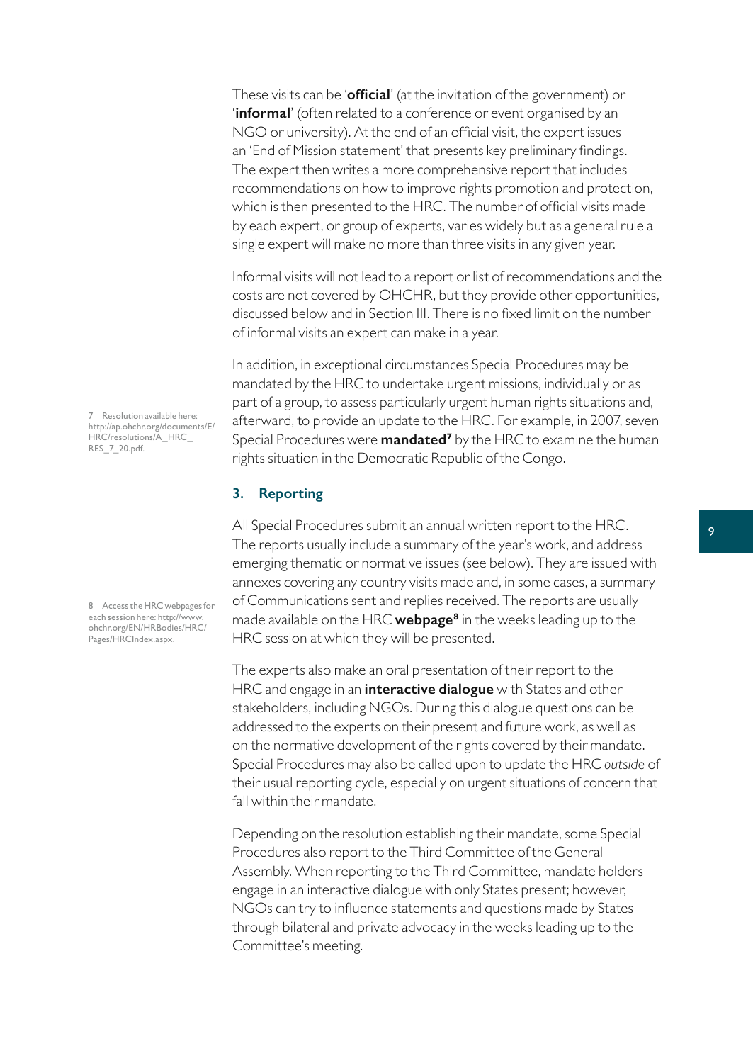These visits can be '**official**' (at the invitation of the government) or '**informal**' (often related to a conference or event organised by an NGO or university). At the end of an official visit, the expert issues an 'End of Mission statement' that presents key preliminary findings. The expert then writes a more comprehensive report that includes recommendations on how to improve rights promotion and protection, which is then presented to the HRC. The number of official visits made by each expert, or group of experts, varies widely but as a general rule a single expert will make no more than three visits in any given year.

Informal visits will not lead to a report or list of recommendations and the costs are not covered by OHCHR, but they provide other opportunities, discussed below and in Section III. There is no fixed limit on the number of informal visits an expert can make in a year.

In addition, in exceptional circumstances Special Procedures may be mandated by the HRC to undertake urgent missions, individually or as part of a group, to assess particularly urgent human rights situations and, afterward, to provide an update to the HRC. For example, in 2007, seven Special Procedures were **mandated**[7] by the HRC to examine the human rights situation in the Democratic Republic of the Congo.

### 3. Reporting

All Special Procedures submit an annual written report to the HRC. The reports usually include a summary of the year's work, and address emerging thematic or normative issues (see below). They are issued with annexes covering any country visits made and, in some cases, a summary of Communications sent and replies received. The reports are usually made available on the HRC **webpage**[8] in the weeks leading up to the HRC session at which they will be presented.

The experts also make an oral presentation of their report to the HRC and engage in an **interactive dialogue** with States and other stakeholders, including NGOs. During this dialogue questions can be addressed to the experts on their present and future work, as well as on the normative development of the rights covered by their mandate. Special Procedures may also be called upon to update the HRC *outside* of their usual reporting cycle, especially on urgent situations of concern that fall within their mandate.

Depending on the resolution establishing their mandate, some Special Procedures also report to the Third Committee of the General Assembly. When reporting to the Third Committee, mandate holders engage in an interactive dialogue with only States present; however, NGOs can try to influence statements and questions made by States through bilateral and private advocacy in the weeks leading up to the Committee's meeting.

7 Resolution available here: http://ap.ohchr.org/documents/E/HRC/resolutions/A_HRC_RES_7_20.pdf.

8 Access the HRC webpages for each session here: http://www.ohchr.org/EN/HRBodies/HRC/Pages/HRCIndex.aspx.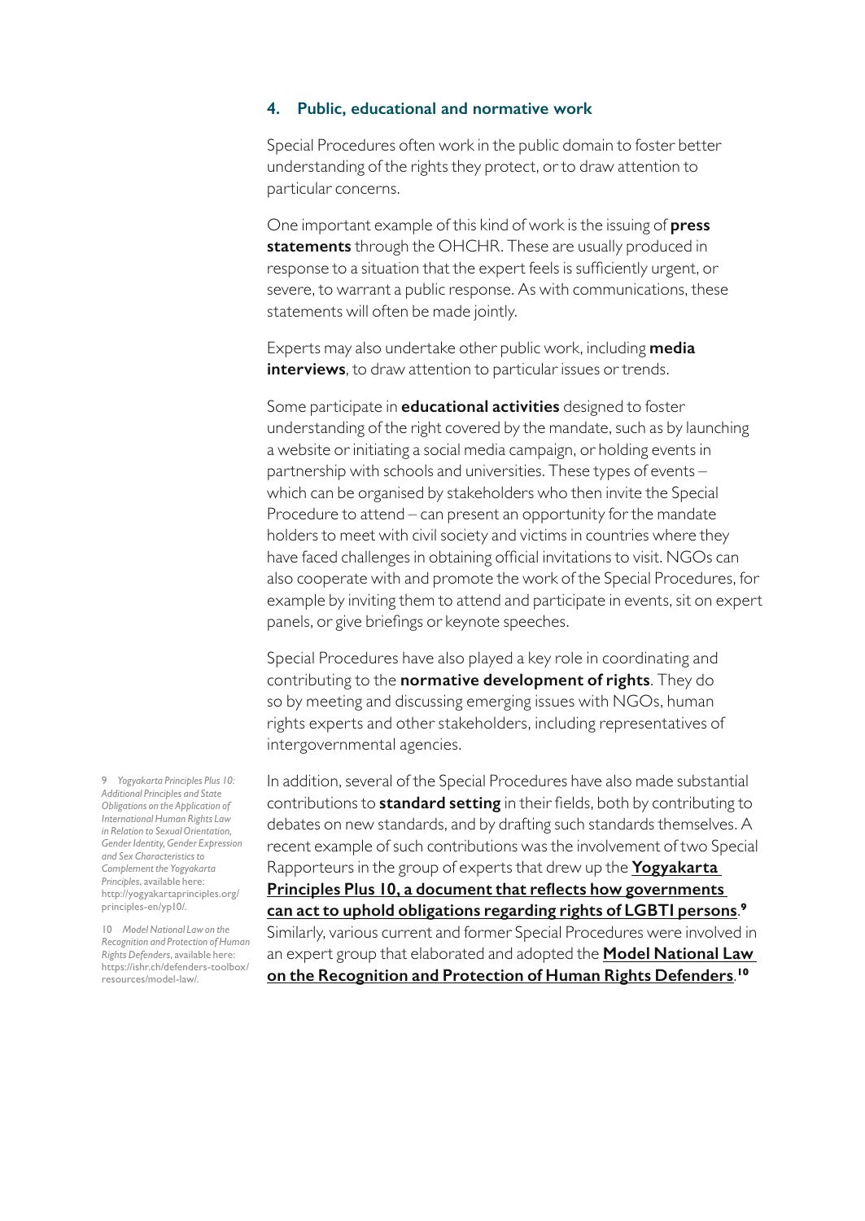## 4. Public, educational and normative work

Special Procedures often work in the public domain to foster better understanding of the rights they protect, or to draw attention to particular concerns.

One important example of this kind of work is the issuing of **press statements** through the OHCHR. These are usually produced in response to a situation that the expert feels is sufficiently urgent, or severe, to warrant a public response. As with communications, these statements will often be made jointly.

Experts may also undertake other public work, including **media interviews**, to draw attention to particular issues or trends.

Some participate in **educational activities** designed to foster understanding of the right covered by the mandate, such as by launching a website or initiating a social media campaign, or holding events in partnership with schools and universities. These types of events – which can be organised by stakeholders who then invite the Special Procedure to attend – can present an opportunity for the mandate holders to meet with civil society and victims in countries where they have faced challenges in obtaining official invitations to visit. NGOs can also cooperate with and promote the work of the Special Procedures, for example by inviting them to attend and participate in events, sit on expert panels, or give briefings or keynote speeches.

Special Procedures have also played a key role in coordinating and contributing to the **normative development of rights**. They do so by meeting and discussing emerging issues with NGOs, human rights experts and other stakeholders, including representatives of intergovernmental agencies.

In addition, several of the Special Procedures have also made substantial contributions to **standard setting** in their fields, both by contributing to debates on new standards, and by drafting such standards themselves. A recent example of such contributions was the involvement of two Special Rapporteurs in the group of experts that drew up the **Yogyakarta Principles Plus 10, a document that reflects how governments can act to uphold obligations regarding rights of LGBTI persons**.[9] Similarly, various current and former Special Procedures were involved in an expert group that elaborated and adopted the **Model National Law on the Recognition and Protection of Human Rights Defenders**.[10]

9 *Yogyakarta Principles Plus 10: Additional Principles and State Obligations on the Application of International Human Rights Law in Relation to Sexual Orientation, Gender Identity, Gender Expression and Sex Characteristics to Complement the Yogyakarta Principles*, available here: http://yogyakartaprinciples.org/principles-en/yp10/.

10 *Model National Law on the Recognition and Protection of Human Rights Defenders*, available here: https://ishr.ch/defenders-toolbox/resources/model-law/.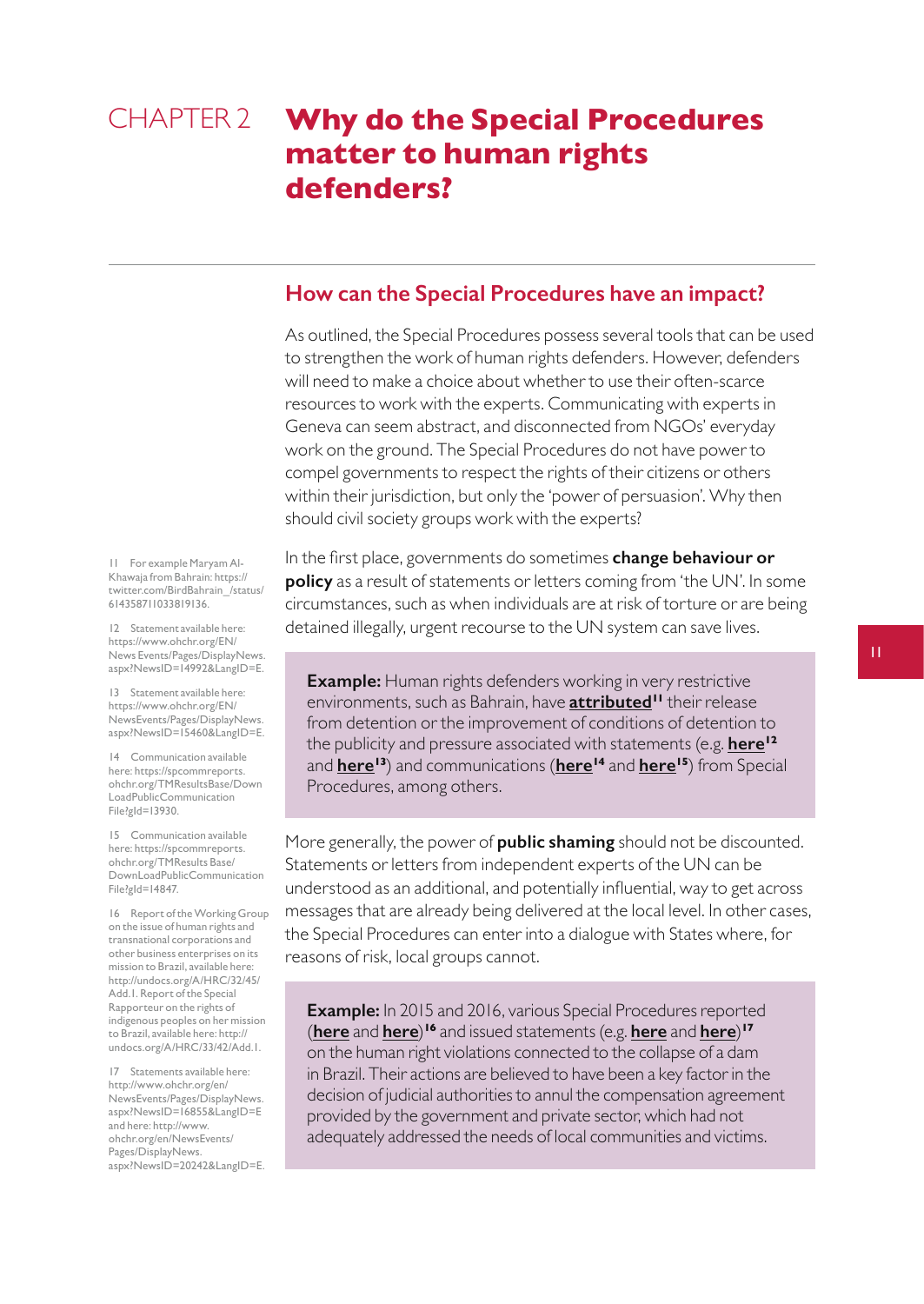# CHAPTER 2 Why do the Special Procedures matter to human rights defenders?

## How can the Special Procedures have an impact?

As outlined, the Special Procedures possess several tools that can be used to strengthen the work of human rights defenders. However, defenders will need to make a choice about whether to use their often-scarce resources to work with the experts. Communicating with experts in Geneva can seem abstract, and disconnected from NGOs' everyday work on the ground. The Special Procedures do not have power to compel governments to respect the rights of their citizens or others within their jurisdiction, but only the 'power of persuasion'. Why then should civil society groups work with the experts?

In the first place, governments do sometimes **change behaviour or policy** as a result of statements or letters coming from 'the UN'. In some circumstances, such as when individuals are at risk of torture or are being detained illegally, urgent recourse to the UN system can save lives.

> **Example:** Human rights defenders working in very restrictive environments, such as Bahrain, have **attributed**[11] their release from detention or the improvement of conditions of detention to the publicity and pressure associated with statements (e.g. **here**[12] and **here**[13]) and communications (**here**[14] and **here**[15]) from Special Procedures, among others.

More generally, the power of **public shaming** should not be discounted. Statements or letters from independent experts of the UN can be understood as an additional, and potentially influential, way to get across messages that are already being delivered at the local level. In other cases, the Special Procedures can enter into a dialogue with States where, for reasons of risk, local groups cannot.

> **Example:** In 2015 and 2016, various Special Procedures reported (**here** and **here**)[16] and issued statements (e.g. **here** and **here**)[17] on the human right violations connected to the collapse of a dam in Brazil. Their actions are believed to have been a key factor in the decision of judicial authorities to annul the compensation agreement provided by the government and private sector, which had not adequately addressed the needs of local communities and victims.

---

11 For example Maryam Al-Khawaja from Bahrain: https://twitter.com/BirdBahrain_/status/614358711033819136.

12 Statement available here: https://www.ohchr.org/EN/NewsEvents/Pages/DisplayNews.aspx?NewsID=14992&LangID=E.

13 Statement available here: https://www.ohchr.org/EN/NewsEvents/Pages/DisplayNews.aspx?NewsID=15460&LangID=E.

14 Communication available here: https://spcommreports.ohchr.org/TMResultsBase/DownLoadPublicCommunicationFile?gId=13930.

15 Communication available here: https://spcommreports.ohchr.org/TMResultsBase/DownLoadPublicCommunicationFile?gId=14847.

16 Report of the Working Group on the issue of human rights and transnational corporations and other business enterprises on its mission to Brazil, available here: http://undocs.org/A/HRC/32/45/Add.1. Report of the Special Rapporteur on the rights of indigenous peoples on her mission to Brazil, available here: http://undocs.org/A/HRC/33/42/Add.1.

17 Statements available here: http://www.ohchr.org/en/NewsEvents/Pages/DisplayNews.aspx?NewsID=16855&LangID=E and here: http://www.ohchr.org/en/NewsEvents/Pages/DisplayNews.aspx?NewsID=20242&LangID=E.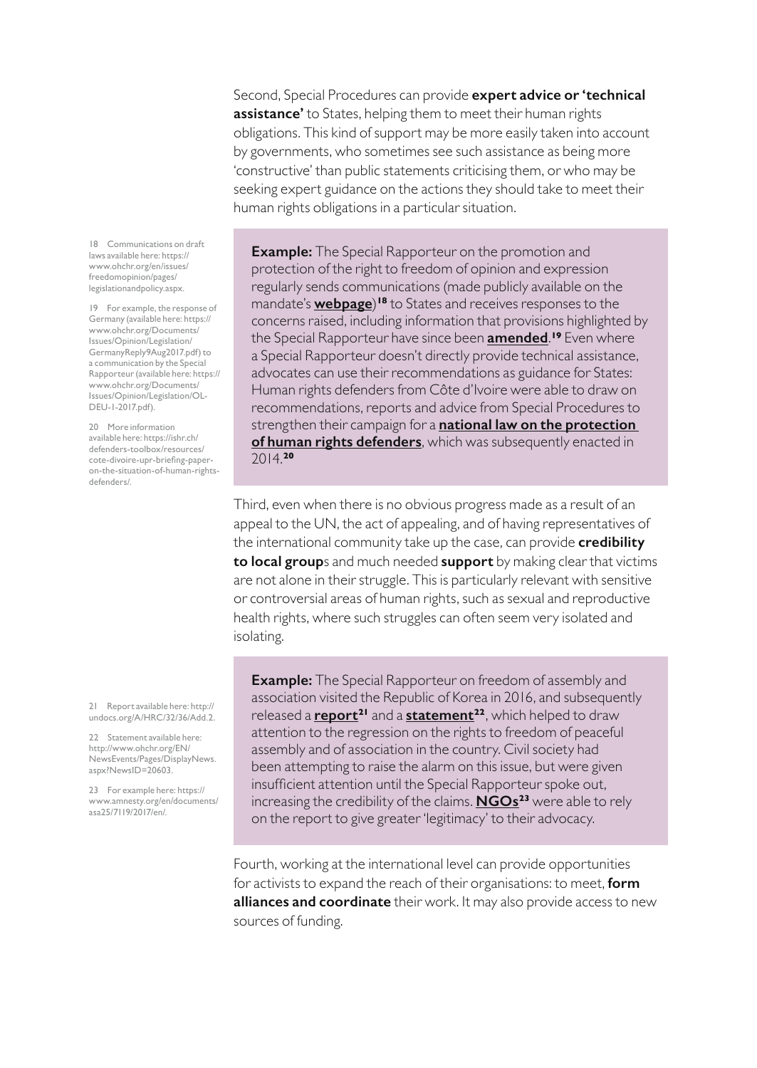Second, Special Procedures can provide **expert advice or 'technical assistance'** to States, helping them to meet their human rights obligations. This kind of support may be more easily taken into account by governments, who sometimes see such assistance as being more 'constructive' than public statements criticising them, or who may be seeking expert guidance on the actions they should take to meet their human rights obligations in a particular situation.

> **Example:** The Special Rapporteur on the promotion and protection of the right to freedom of opinion and expression regularly sends communications (made publicly available on the mandate's **webpage**)[18] to States and receives responses to the concerns raised, including information that provisions highlighted by the Special Rapporteur have since been **amended**.[19] Even where a Special Rapporteur doesn't directly provide technical assistance, advocates can use their recommendations as guidance for States: Human rights defenders from Côte d'Ivoire were able to draw on recommendations, reports and advice from Special Procedures to strengthen their campaign for a **national law on the protection of human rights defenders**, which was subsequently enacted in 2014.[20]

Third, even when there is no obvious progress made as a result of an appeal to the UN, the act of appealing, and of having representatives of the international community take up the case, can provide **credibility to local group**s and much needed **support** by making clear that victims are not alone in their struggle. This is particularly relevant with sensitive or controversial areas of human rights, such as sexual and reproductive health rights, where such struggles can often seem very isolated and isolating.

> **Example:** The Special Rapporteur on freedom of assembly and association visited the Republic of Korea in 2016, and subsequently released a **report**[21] and a **statement**[22], which helped to draw attention to the regression on the rights to freedom of peaceful assembly and of association in the country. Civil society had been attempting to raise the alarm on this issue, but were given insufficient attention until the Special Rapporteur spoke out, increasing the credibility of the claims. **NGOs**[23] were able to rely on the report to give greater 'legitimacy' to their advocacy.

Fourth, working at the international level can provide opportunities for activists to expand the reach of their organisations: to meet, **form alliances and coordinate** their work. It may also provide access to new sources of funding.

---

18 Communications on draft laws available here: https://www.ohchr.org/en/issues/freedomopinion/pages/legislationandpolicy.aspx.

19 For example, the response of Germany (available here: https://www.ohchr.org/Documents/Issues/Opinion/Legislation/GermanyReply9Aug2017.pdf) to a communication by the Special Rapporteur (available here: https://www.ohchr.org/Documents/Issues/Opinion/Legislation/OL-DEU-1-2017.pdf).

20 More information available here: https://ishr.ch/defenders-toolbox/resources/cote-divoire-upr-briefing-paper-on-the-situation-of-human-rights-defenders/.

21 Report available here: http://undocs.org/A/HRC/32/36/Add.2.

22 Statement available here: http://www.ohchr.org/EN/NewsEvents/Pages/DisplayNews.aspx?NewsID=20603.

23 For example here: https://www.amnesty.org/en/documents/asa25/7119/2017/en/.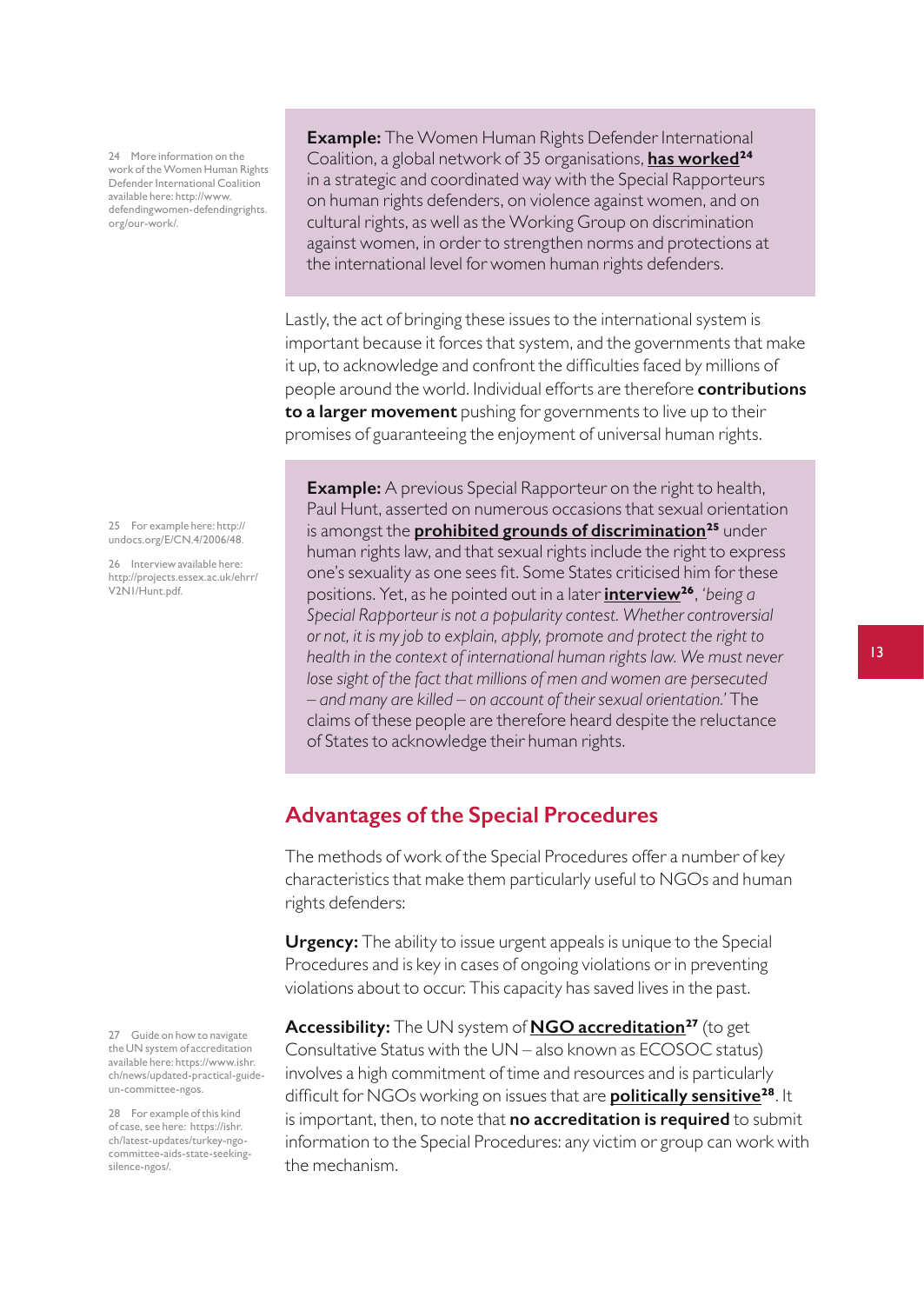> **Example:** The Women Human Rights Defender International Coalition, a global network of 35 organisations, **has worked**[24] in a strategic and coordinated way with the Special Rapporteurs on human rights defenders, on violence against women, and on cultural rights, as well as the Working Group on discrimination against women, in order to strengthen norms and protections at the international level for women human rights defenders.

Lastly, the act of bringing these issues to the international system is important because it forces that system, and the governments that make it up, to acknowledge and confront the difficulties faced by millions of people around the world. Individual efforts are therefore **contributions to a larger movement** pushing for governments to live up to their promises of guaranteeing the enjoyment of universal human rights.

> **Example:** A previous Special Rapporteur on the right to health, Paul Hunt, asserted on numerous occasions that sexual orientation is amongst the **prohibited grounds of discrimination**[25] under human rights law, and that sexual rights include the right to express one's sexuality as one sees fit. Some States criticised him for these positions. Yet, as he pointed out in a later **interview**[26], *'being a Special Rapporteur is not a popularity contest. Whether controversial or not, it is my job to explain, apply, promote and protect the right to health in the context of international human rights law. We must never lose sight of the fact that millions of men and women are persecuted – and many are killed – on account of their sexual orientation.'* The claims of these people are therefore heard despite the reluctance of States to acknowledge their human rights.

## Advantages of the Special Procedures

The methods of work of the Special Procedures offer a number of key characteristics that make them particularly useful to NGOs and human rights defenders:

**Urgency:** The ability to issue urgent appeals is unique to the Special Procedures and is key in cases of ongoing violations or in preventing violations about to occur. This capacity has saved lives in the past.

**Accessibility:** The UN system of **NGO accreditation**[27] (to get Consultative Status with the UN – also known as ECOSOC status) involves a high commitment of time and resources and is particularly difficult for NGOs working on issues that are **politically sensitive**[28]. It is important, then, to note that **no accreditation is required** to submit information to the Special Procedures: any victim or group can work with the mechanism.

---

24 More information on the work of the Women Human Rights Defender International Coalition available here: http://www.defendingwomen-defendingrights.org/our-work/.

25 For example here: http://undocs.org/E/CN.4/2006/48.

26 Interview available here: http://projects.essex.ac.uk/ehrr/V2N1/Hunt.pdf.

27 Guide on how to navigate the UN system of accreditation available here: https://www.ishr.ch/news/updated-practical-guide-un-committee-ngos.

28 For example of this kind of case, see here: https://ishr.ch/latest-updates/turkey-ngo-committee-aids-state-seeking-silence-ngos/.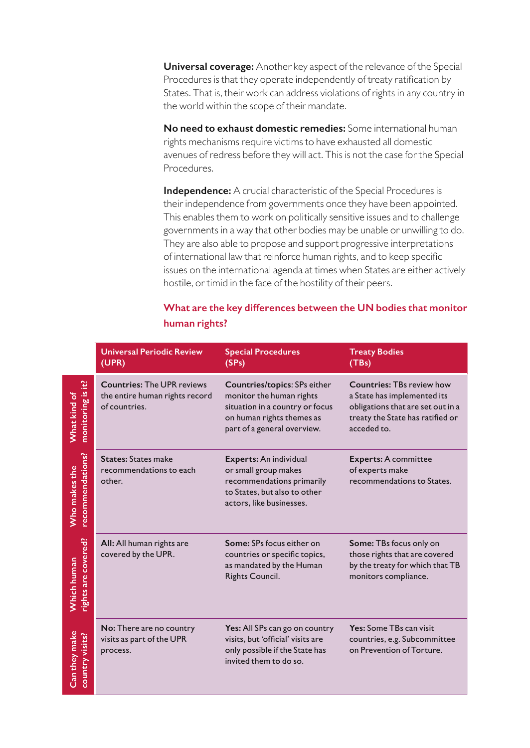**Universal coverage:** Another key aspect of the relevance of the Special Procedures is that they operate independently of treaty ratification by States. That is, their work can address violations of rights in any country in the world within the scope of their mandate.

**No need to exhaust domestic remedies:** Some international human rights mechanisms require victims to have exhausted all domestic avenues of redress before they will act. This is not the case for the Special Procedures.

**Independence:** A crucial characteristic of the Special Procedures is their independence from governments once they have been appointed. This enables them to work on politically sensitive issues and to challenge governments in a way that other bodies may be unable or unwilling to do. They are also able to propose and support progressive interpretations of international law that reinforce human rights, and to keep specific issues on the international agenda at times when States are either actively hostile, or timid in the face of the hostility of their peers.

### What are the key differences between the UN bodies that monitor human rights?

| | Universal Periodic Review (UPR) | Special Procedures (SPs) | Treaty Bodies (TBs) |
|---|---|---|---|
| **What kind of monitoring is it?** | **Countries:** The UPR reviews the entire human rights record of countries. | **Countries/topics**: SPs either monitor the human rights situation in a country or focus on human rights themes as part of a general overview. | **Countries:** TBs review how a State has implemented its obligations that are set out in a treaty the State has ratified or acceded to. |
| **Who makes the recommendations?** | **States:** States make recommendations to each other. | **Experts:** An individual or small group makes recommendations primarily to States, but also to other actors, like businesses. | **Experts:** A committee of experts make recommendations to States. |
| **Which human rights are covered?** | **All:** All human rights are covered by the UPR. | **Some:** SPs focus either on countries or specific topics, as mandated by the Human Rights Council. | **Some:** TBs focus only on those rights that are covered by the treaty for which that TB monitors compliance. |
| **Can they make country visits?** | **No:** There are no country visits as part of the UPR process. | **Yes:** All SPs can go on country visits, but 'official' visits are only possible if the State has invited them to do so. | **Yes:** Some TBs can visit countries, e.g. Subcommittee on Prevention of Torture. |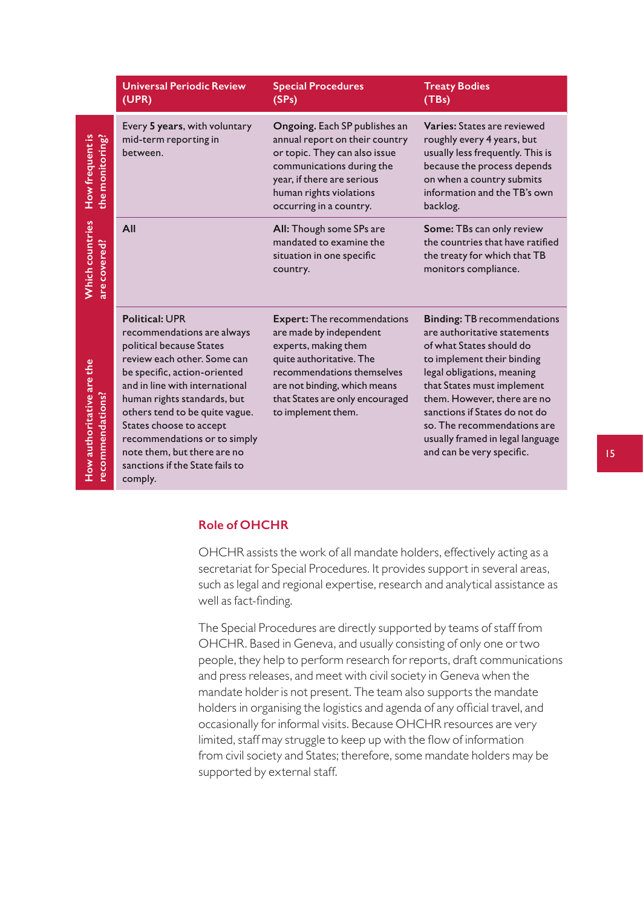| | Universal Periodic Review (UPR) | Special Procedures (SPs) | Treaty Bodies (TBs) |
|---|---|---|---|
| How frequent is the monitoring? | Every **5 years**, with voluntary mid-term reporting in between. | **Ongoing.** Each SP publishes an annual report on their country or topic. They can also issue communications during the year, if there are serious human rights violations occurring in a country. | **Varies:** States are reviewed roughly every 4 years, but usually less frequently. This is because the process depends on when a country submits information and the TB's own backlog. |
| Which countries are covered? | **All** | **All:** Though some SPs are mandated to examine the situation in one specific country. | **Some:** TBs can only review the countries that have ratified the treaty for which that TB monitors compliance. |
| How authoritative are the recommendations? | **Political:** UPR recommendations are always political because States review each other. Some can be specific, action-oriented and in line with international human rights standards, but others tend to be quite vague. States choose to accept recommendations or to simply note them, but there are no sanctions if the State fails to comply. | **Expert:** The recommendations are made by independent experts, making them quite authoritative. The recommendations themselves are not binding, which means that States are only encouraged to implement them. | **Binding:** TB recommendations are authoritative statements of what States should do to implement their binding legal obligations, meaning that States must implement them. However, there are no sanctions if States do not do so. The recommendations are usually framed in legal language and can be very specific. |

### Role of OHCHR

OHCHR assists the work of all mandate holders, effectively acting as a secretariat for Special Procedures. It provides support in several areas, such as legal and regional expertise, research and analytical assistance as well as fact-finding.

The Special Procedures are directly supported by teams of staff from OHCHR. Based in Geneva, and usually consisting of only one or two people, they help to perform research for reports, draft communications and press releases, and meet with civil society in Geneva when the mandate holder is not present. The team also supports the mandate holders in organising the logistics and agenda of any official travel, and occasionally for informal visits. Because OHCHR resources are very limited, staff may struggle to keep up with the flow of information from civil society and States; therefore, some mandate holders may be supported by external staff.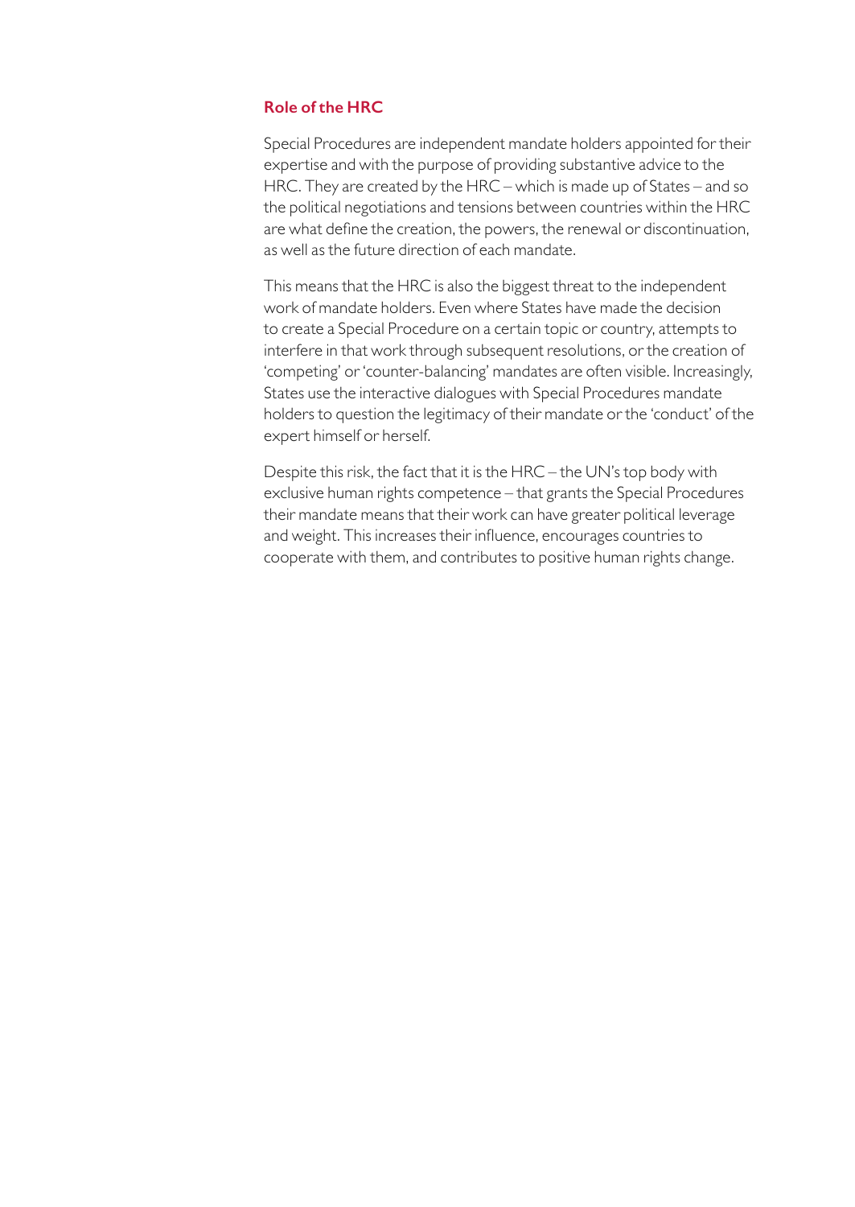## Role of the HRC

Special Procedures are independent mandate holders appointed for their expertise and with the purpose of providing substantive advice to the HRC. They are created by the HRC – which is made up of States – and so the political negotiations and tensions between countries within the HRC are what define the creation, the powers, the renewal or discontinuation, as well as the future direction of each mandate.

This means that the HRC is also the biggest threat to the independent work of mandate holders. Even where States have made the decision to create a Special Procedure on a certain topic or country, attempts to interfere in that work through subsequent resolutions, or the creation of 'competing' or 'counter-balancing' mandates are often visible. Increasingly, States use the interactive dialogues with Special Procedures mandate holders to question the legitimacy of their mandate or the 'conduct' of the expert himself or herself.

Despite this risk, the fact that it is the HRC – the UN's top body with exclusive human rights competence – that grants the Special Procedures their mandate means that their work can have greater political leverage and weight. This increases their influence, encourages countries to cooperate with them, and contributes to positive human rights change.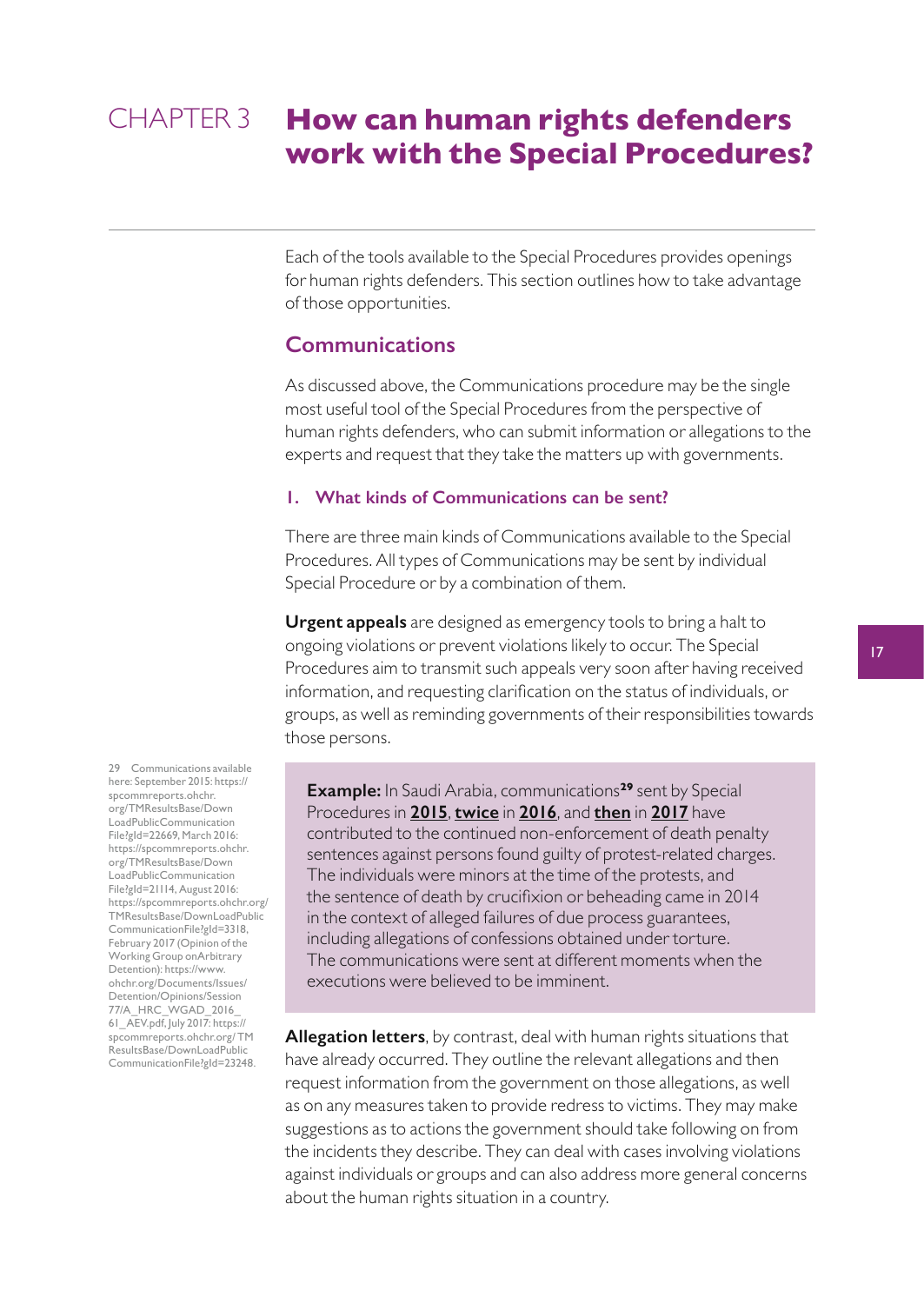# CHAPTER 3 How can human rights defenders work with the Special Procedures?

Each of the tools available to the Special Procedures provides openings for human rights defenders. This section outlines how to take advantage of those opportunities.

## Communications

As discussed above, the Communications procedure may be the single most useful tool of the Special Procedures from the perspective of human rights defenders, who can submit information or allegations to the experts and request that they take the matters up with governments.

### 1. What kinds of Communications can be sent?

There are three main kinds of Communications available to the Special Procedures. All types of Communications may be sent by individual Special Procedure or by a combination of them.

**Urgent appeals** are designed as emergency tools to bring a halt to ongoing violations or prevent violations likely to occur. The Special Procedures aim to transmit such appeals very soon after having received information, and requesting clarification on the status of individuals, or groups, as well as reminding governments of their responsibilities towards those persons.

> **Example:** In Saudi Arabia, communications[29] sent by Special Procedures in **2015**, **twice** in **2016**, and **then** in **2017** have contributed to the continued non-enforcement of death penalty sentences against persons found guilty of protest-related charges. The individuals were minors at the time of the protests, and the sentence of death by crucifixion or beheading came in 2014 in the context of alleged failures of due process guarantees, including allegations of confessions obtained under torture. The communications were sent at different moments when the executions were believed to be imminent.

**Allegation letters**, by contrast, deal with human rights situations that have already occurred. They outline the relevant allegations and then request information from the government on those allegations, as well as on any measures taken to provide redress to victims. They may make suggestions as to actions the government should take following on from the incidents they describe. They can deal with cases involving violations against individuals or groups and can also address more general concerns about the human rights situation in a country.

29 Communications available here: September 2015: https://spcommreports.ohchr.org/TMResultsBase/DownLoadPublicCommunicationFile?gId=22669, March 2016: https://spcommreports.ohchr.org/TMResultsBase/DownLoadPublicCommunicationFile?gId=21114, August 2016: https://spcommreports.ohchr.org/TMResultsBase/DownLoadPublicCommunicationFile?gId=3318, February 2017 (Opinion of the Working Group onArbitrary Detention): https://www.ohchr.org/Documents/Issues/Detention/Opinions/Session77/A_HRC_WGAD_2016_61_AEV.pdf, July 2017: https://spcommreports.ohchr.org/TMResultsBase/DownLoadPublicCommunicationFile?gId=23248.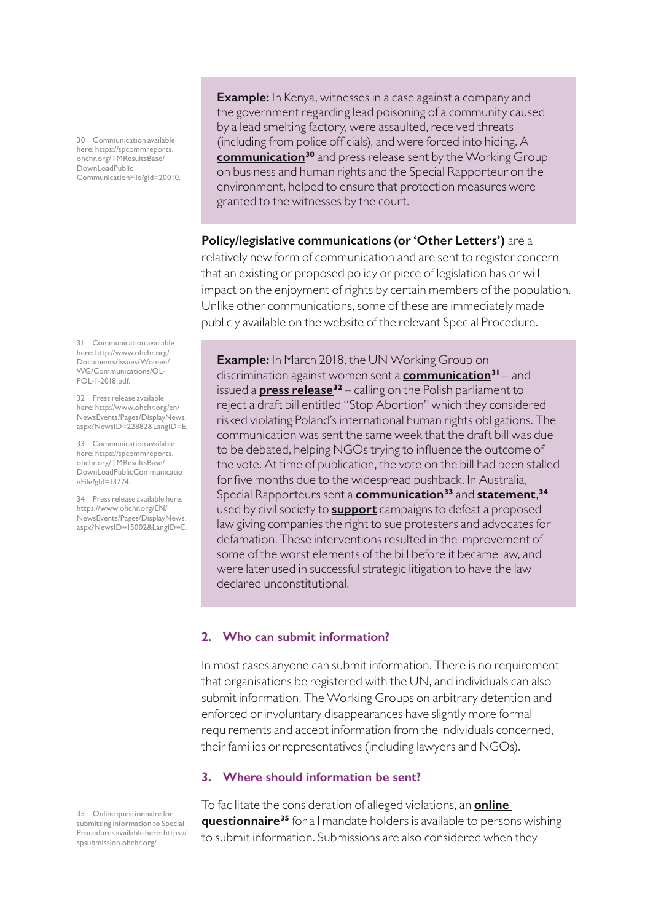**Example:** In Kenya, witnesses in a case against a company and the government regarding lead poisoning of a community caused by a lead smelting factory, were assaulted, received threats (including from police officials), and were forced into hiding. A **communication**[30] and press release sent by the Working Group on business and human rights and the Special Rapporteur on the environment, helped to ensure that protection measures were granted to the witnesses by the court.

30 Communication available here: https://spcommreports.ohchr.org/TMResultsBase/DownLoadPublicCommunicationFile?gId=20010.

**Policy/legislative communications (or 'Other Letters')** are a relatively new form of communication and are sent to register concern that an existing or proposed policy or piece of legislation has or will impact on the enjoyment of rights by certain members of the population. Unlike other communications, some of these are immediately made publicly available on the website of the relevant Special Procedure.

**Example:** In March 2018, the UN Working Group on discrimination against women sent a **communication**[31] – and issued a **press release**[32] – calling on the Polish parliament to reject a draft bill entitled "Stop Abortion" which they considered risked violating Poland's international human rights obligations. The communication was sent the same week that the draft bill was due to be debated, helping NGOs trying to influence the outcome of the vote. At time of publication, the vote on the bill had been stalled for five months due to the widespread pushback. In Australia, Special Rapporteurs sent a **communication**[33] and **statement**,[34] used by civil society to **support** campaigns to defeat a proposed law giving companies the right to sue protesters and advocates for defamation. These interventions resulted in the improvement of some of the worst elements of the bill before it became law, and were later used in successful strategic litigation to have the law declared unconstitutional.

31 Communication available here: http://www.ohchr.org/Documents/Issues/Women/WG/Communications/OL-POL-1-2018.pdf.

32 Press release available here: http://www.ohchr.org/en/NewsEvents/Pages/DisplayNews.aspx?NewsID=22882&LangID=E.

33 Communication available here: https://spcommreports.ohchr.org/TMResultsBase/DownLoadPublicCommunicationFile?gId=13774.

34 Press release available here: https://www.ohchr.org/EN/NewsEvents/Pages/DisplayNews.aspx?NewsID=15002&LangID=E.

### 2. Who can submit information?

In most cases anyone can submit information. There is no requirement that organisations be registered with the UN, and individuals can also submit information. The Working Groups on arbitrary detention and enforced or involuntary disappearances have slightly more formal requirements and accept information from the individuals concerned, their families or representatives (including lawyers and NGOs).

### 3. Where should information be sent?

To facilitate the consideration of alleged violations, an **online questionnaire**[35] for all mandate holders is available to persons wishing to submit information. Submissions are also considered when they

35 Online questionnaire for submitting information to Special Procedures available here: https://spsubmission.ohchr.org/.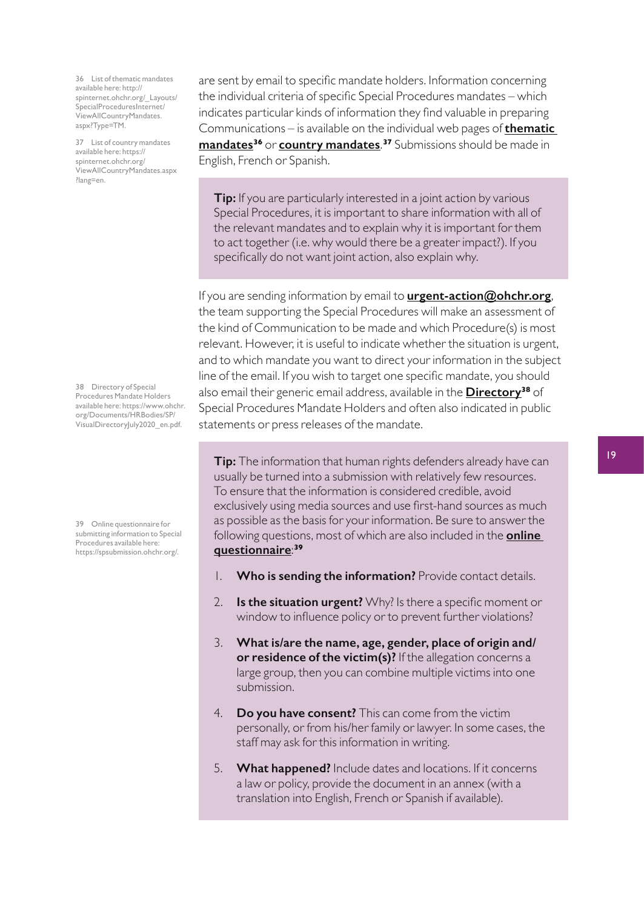are sent by email to specific mandate holders. Information concerning the individual criteria of specific Special Procedures mandates – which indicates particular kinds of information they find valuable in preparing Communications – is available on the individual web pages of **thematic mandates**[36] or **country mandates**.[37] Submissions should be made in English, French or Spanish.

> **Tip:** If you are particularly interested in a joint action by various Special Procedures, it is important to share information with all of the relevant mandates and to explain why it is important for them to act together (i.e. why would there be a greater impact?). If you specifically do not want joint action, also explain why.

If you are sending information by email to **urgent-action@ohchr.org**, the team supporting the Special Procedures will make an assessment of the kind of Communication to be made and which Procedure(s) is most relevant. However, it is useful to indicate whether the situation is urgent, and to which mandate you want to direct your information in the subject line of the email. If you wish to target one specific mandate, you should also email their generic email address, available in the **Directory**[38] of Special Procedures Mandate Holders and often also indicated in public statements or press releases of the mandate.

> **Tip:** The information that human rights defenders already have can usually be turned into a submission with relatively few resources. To ensure that the information is considered credible, avoid exclusively using media sources and use first-hand sources as much as possible as the basis for your information. Be sure to answer the following questions, most of which are also included in the **online questionnaire**:[39]
>
> 1. **Who is sending the information?** Provide contact details.
> 2. **Is the situation urgent?** Why? Is there a specific moment or window to influence policy or to prevent further violations?
> 3. **What is/are the name, age, gender, place of origin and/or residence of the victim(s)?** If the allegation concerns a large group, then you can combine multiple victims into one submission.
> 4. **Do you have consent?** This can come from the victim personally, or from his/her family or lawyer. In some cases, the staff may ask for this information in writing.
> 5. **What happened?** Include dates and locations. If it concerns a law or policy, provide the document in an annex (with a translation into English, French or Spanish if available).

36 List of thematic mandates available here: http://spinternet.ohchr.org/_Layouts/SpecialProceduresInternet/ViewAllCountryMandates.aspx?Type=TM.

37 List of country mandates available here: https://spinternet.ohchr.org/ViewAllCountryMandates.aspx?lang=en.

38 Directory of Special Procedures Mandate Holders available here: https://www.ohchr.org/Documents/HRBodies/SP/VisualDirectoryJuly2020_en.pdf.

39 Online questionnaire for submitting information to Special Procedures available here: https://spsubmission.ohchr.org/.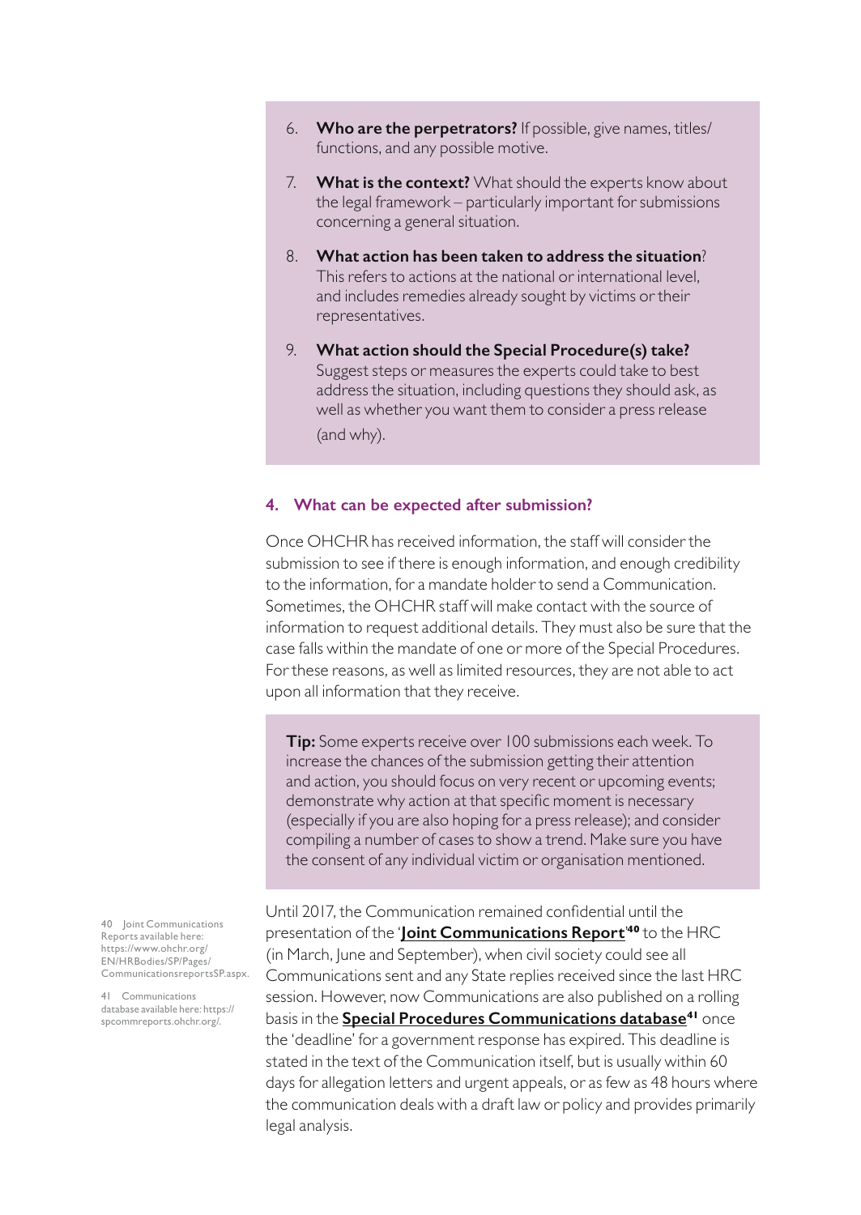6. **Who are the perpetrators?** If possible, give names, titles/functions, and any possible motive.

7. **What is the context?** What should the experts know about the legal framework – particularly important for submissions concerning a general situation.

8. **What action has been taken to address the situation**? This refers to actions at the national or international level, and includes remedies already sought by victims or their representatives.

9. **What action should the Special Procedure(s) take?** Suggest steps or measures the experts could take to best address the situation, including questions they should ask, as well as whether you want them to consider a press release (and why).

## 4. What can be expected after submission?

Once OHCHR has received information, the staff will consider the submission to see if there is enough information, and enough credibility to the information, for a mandate holder to send a Communication. Sometimes, the OHCHR staff will make contact with the source of information to request additional details. They must also be sure that the case falls within the mandate of one or more of the Special Procedures. For these reasons, as well as limited resources, they are not able to act upon all information that they receive.

> **Tip:** Some experts receive over 100 submissions each week. To increase the chances of the submission getting their attention and action, you should focus on very recent or upcoming events; demonstrate why action at that specific moment is necessary (especially if you are also hoping for a press release); and consider compiling a number of cases to show a trend. Make sure you have the consent of any individual victim or organisation mentioned.

Until 2017, the Communication remained confidential until the presentation of the '**Joint Communications Report**'[40] to the HRC (in March, June and September), when civil society could see all Communications sent and any State replies received since the last HRC session. However, now Communications are also published on a rolling basis in the **Special Procedures Communications database**[41] once the 'deadline' for a government response has expired. This deadline is stated in the text of the Communication itself, but is usually within 60 days for allegation letters and urgent appeals, or as few as 48 hours where the communication deals with a draft law or policy and provides primarily legal analysis.

40 Joint Communications Reports available here: https://www.ohchr.org/EN/HRBodies/SP/Pages/CommunicationsreportsSP.aspx.

41 Communications database available here: https://spcommreports.ohchr.org/.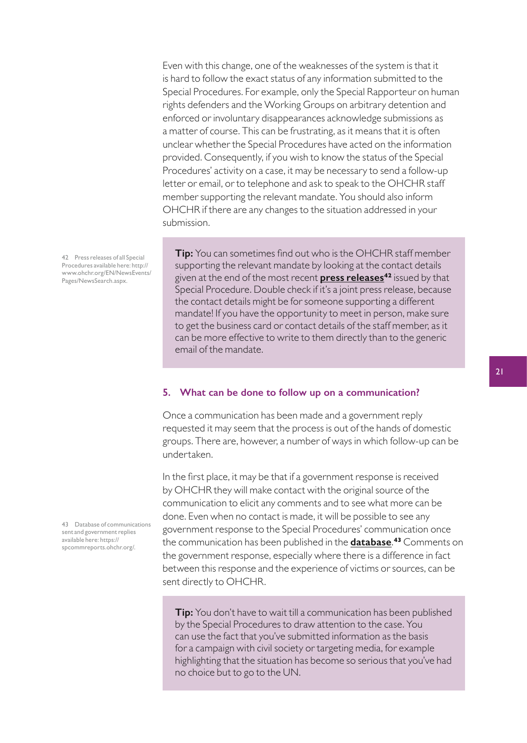Even with this change, one of the weaknesses of the system is that it is hard to follow the exact status of any information submitted to the Special Procedures. For example, only the Special Rapporteur on human rights defenders and the Working Groups on arbitrary detention and enforced or involuntary disappearances acknowledge submissions as a matter of course. This can be frustrating, as it means that it is often unclear whether the Special Procedures have acted on the information provided. Consequently, if you wish to know the status of the Special Procedures' activity on a case, it may be necessary to send a follow-up letter or email, or to telephone and ask to speak to the OHCHR staff member supporting the relevant mandate. You should also inform OHCHR if there are any changes to the situation addressed in your submission.

> **Tip:** You can sometimes find out who is the OHCHR staff member supporting the relevant mandate by looking at the contact details given at the end of the most recent **press releases**[42] issued by that Special Procedure. Double check if it's a joint press release, because the contact details might be for someone supporting a different mandate! If you have the opportunity to meet in person, make sure to get the business card or contact details of the staff member, as it can be more effective to write to them directly than to the generic email of the mandate.

### 5. What can be done to follow up on a communication?

Once a communication has been made and a government reply requested it may seem that the process is out of the hands of domestic groups. There are, however, a number of ways in which follow-up can be undertaken.

In the first place, it may be that if a government response is received by OHCHR they will make contact with the original source of the communication to elicit any comments and to see what more can be done. Even when no contact is made, it will be possible to see any government response to the Special Procedures' communication once the communication has been published in the **database**.[43] Comments on the government response, especially where there is a difference in fact between this response and the experience of victims or sources, can be sent directly to OHCHR.

> **Tip:** You don't have to wait till a communication has been published by the Special Procedures to draw attention to the case. You can use the fact that you've submitted information as the basis for a campaign with civil society or targeting media, for example highlighting that the situation has become so serious that you've had no choice but to go to the UN.

42 Press releases of all Special Procedures available here: http://www.ohchr.org/EN/NewsEvents/Pages/NewsSearch.aspx.

43 Database of communications sent and government replies available here: https://spcommreports.ohchr.org/.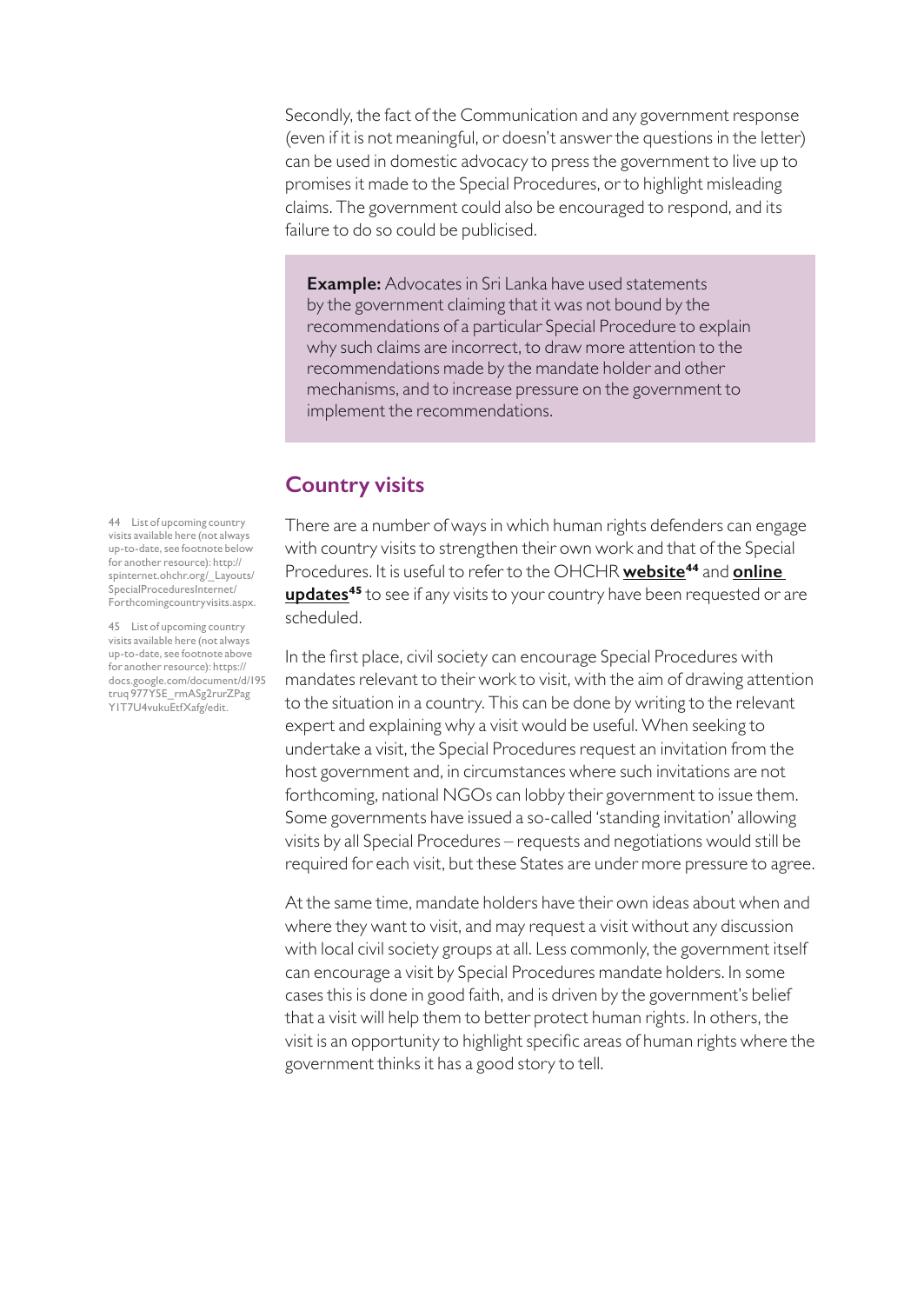Secondly, the fact of the Communication and any government response (even if it is not meaningful, or doesn't answer the questions in the letter) can be used in domestic advocacy to press the government to live up to promises it made to the Special Procedures, or to highlight misleading claims. The government could also be encouraged to respond, and its failure to do so could be publicised.

> **Example:** Advocates in Sri Lanka have used statements by the government claiming that it was not bound by the recommendations of a particular Special Procedure to explain why such claims are incorrect, to draw more attention to the recommendations made by the mandate holder and other mechanisms, and to increase pressure on the government to implement the recommendations.

## Country visits

There are a number of ways in which human rights defenders can engage with country visits to strengthen their own work and that of the Special Procedures. It is useful to refer to the OHCHR **website**[44] and **online updates**[45] to see if any visits to your country have been requested or are scheduled.

In the first place, civil society can encourage Special Procedures with mandates relevant to their work to visit, with the aim of drawing attention to the situation in a country. This can be done by writing to the relevant expert and explaining why a visit would be useful. When seeking to undertake a visit, the Special Procedures request an invitation from the host government and, in circumstances where such invitations are not forthcoming, national NGOs can lobby their government to issue them. Some governments have issued a so-called 'standing invitation' allowing visits by all Special Procedures – requests and negotiations would still be required for each visit, but these States are under more pressure to agree.

At the same time, mandate holders have their own ideas about when and where they want to visit, and may request a visit without any discussion with local civil society groups at all. Less commonly, the government itself can encourage a visit by Special Procedures mandate holders. In some cases this is done in good faith, and is driven by the government's belief that a visit will help them to better protect human rights. In others, the visit is an opportunity to highlight specific areas of human rights where the government thinks it has a good story to tell.

---

44 List of upcoming country visits available here (not always up-to-date, see footnote below for another resource): http://spinternet.ohchr.org/_Layouts/SpecialProceduresInternet/Forthcomingcountryvisits.aspx.

45 List of upcoming country visits available here (not always up-to-date, see footnote above for another resource): https://docs.google.com/document/d/195truq977YSE_rmASg2rurZPagY1T7U4vukuEtfXafg/edit.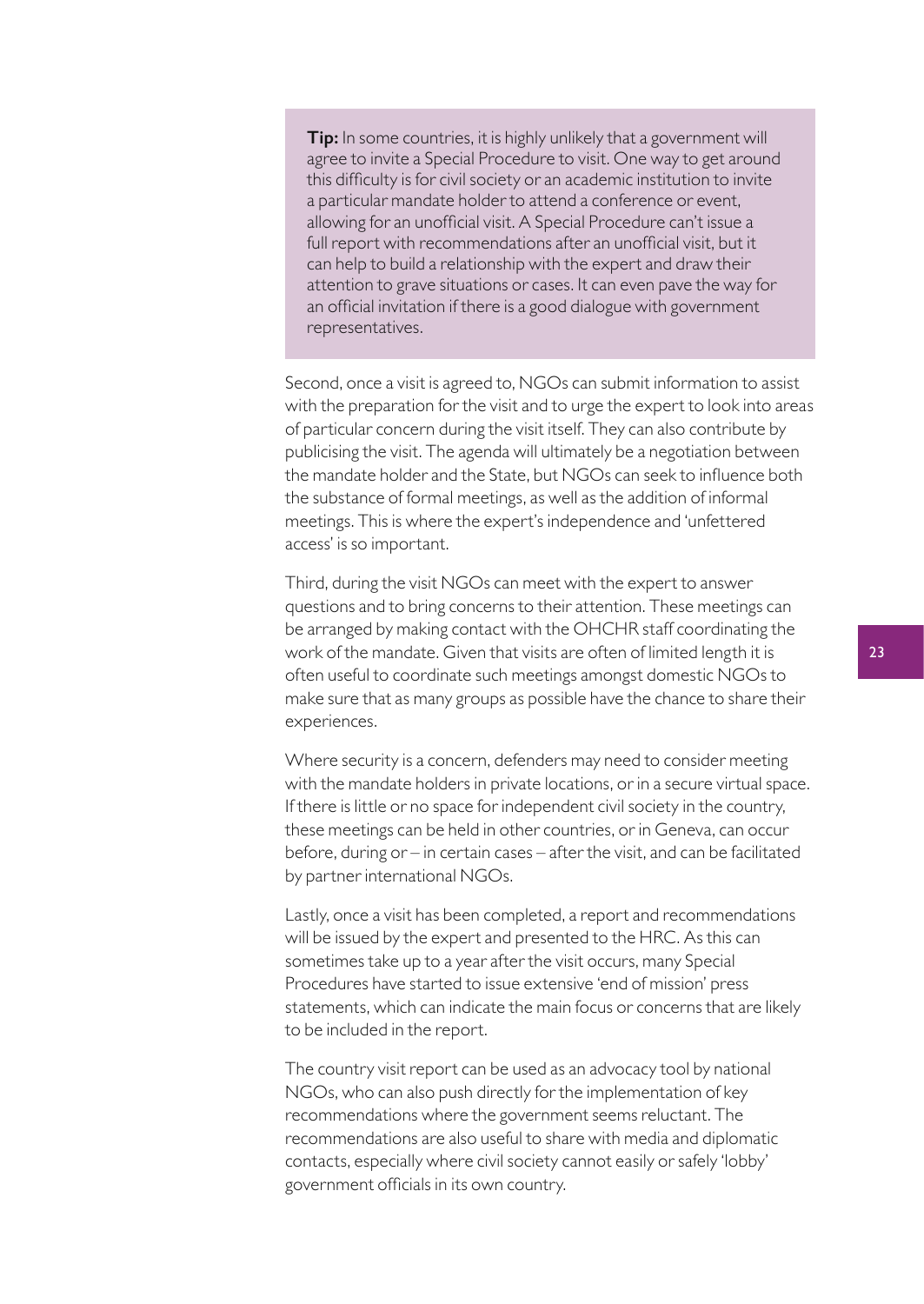> **Tip:** In some countries, it is highly unlikely that a government will agree to invite a Special Procedure to visit. One way to get around this difficulty is for civil society or an academic institution to invite a particular mandate holder to attend a conference or event, allowing for an unofficial visit. A Special Procedure can't issue a full report with recommendations after an unofficial visit, but it can help to build a relationship with the expert and draw their attention to grave situations or cases. It can even pave the way for an official invitation if there is a good dialogue with government representatives.

Second, once a visit is agreed to, NGOs can submit information to assist with the preparation for the visit and to urge the expert to look into areas of particular concern during the visit itself. They can also contribute by publicising the visit. The agenda will ultimately be a negotiation between the mandate holder and the State, but NGOs can seek to influence both the substance of formal meetings, as well as the addition of informal meetings. This is where the expert's independence and 'unfettered access' is so important.

Third, during the visit NGOs can meet with the expert to answer questions and to bring concerns to their attention. These meetings can be arranged by making contact with the OHCHR staff coordinating the work of the mandate. Given that visits are often of limited length it is often useful to coordinate such meetings amongst domestic NGOs to make sure that as many groups as possible have the chance to share their experiences.

Where security is a concern, defenders may need to consider meeting with the mandate holders in private locations, or in a secure virtual space. If there is little or no space for independent civil society in the country, these meetings can be held in other countries, or in Geneva, can occur before, during or – in certain cases – after the visit, and can be facilitated by partner international NGOs.

Lastly, once a visit has been completed, a report and recommendations will be issued by the expert and presented to the HRC. As this can sometimes take up to a year after the visit occurs, many Special Procedures have started to issue extensive 'end of mission' press statements, which can indicate the main focus or concerns that are likely to be included in the report.

The country visit report can be used as an advocacy tool by national NGOs, who can also push directly for the implementation of key recommendations where the government seems reluctant. The recommendations are also useful to share with media and diplomatic contacts, especially where civil society cannot easily or safely 'lobby' government officials in its own country.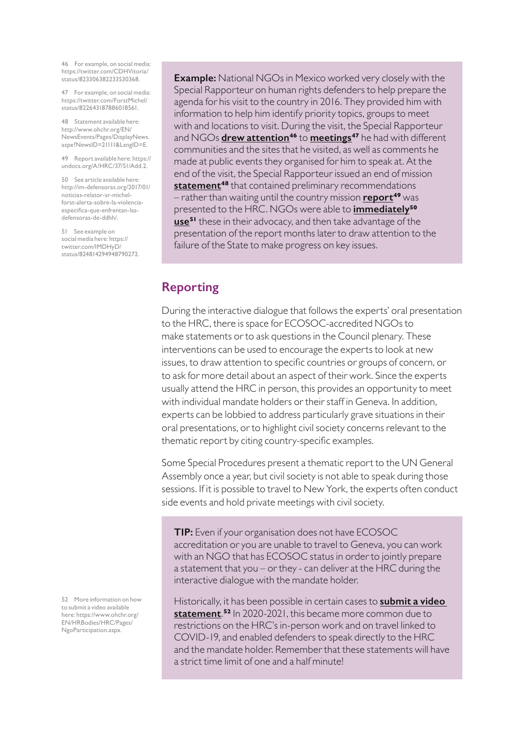**Example:** National NGOs in Mexico worked very closely with the Special Rapporteur on human rights defenders to help prepare the agenda for his visit to the country in 2016. They provided him with information to help him identify priority topics, groups to meet with and locations to visit. During the visit, the Special Rapporteur and NGOs **drew attention**[46] to **meetings**[47] he had with different communities and the sites that he visited, as well as comments he made at public events they organised for him to speak at. At the end of the visit, the Special Rapporteur issued an end of mission **statement**[48] that contained preliminary recommendations – rather than waiting until the country mission **report**[49] was presented to the HRC. NGOs were able to **immediately**[50] **use**[51] these in their advocacy, and then take advantage of the presentation of the report months later to draw attention to the failure of the State to make progress on key issues.

46 For example, on social media: https://twitter.com/CDHVitoria/status/823306382233530368.

47 For example, on social media: https://twitter.com/ForstMichel/status/822643187886018561.

48 Statement available here: http://www.ohchr.org/EN/NewsEvents/Pages/DisplayNews.aspx?NewsID=21111&LangID=E.

49 Report available here: https://undocs.org/A/HRC/37/51/Add.2.

50 See article available here: http://im-defensoras.org/2017/01/noticias-relator-sr-michel-forst-alerta-sobre-la-violencia-especifica-que-enfrentan-las-defensoras-de-ddhh/.

51 See example on social media here: https://twitter.com/IMDHyD/status/824814294948790272.

## Reporting

During the interactive dialogue that follows the experts' oral presentation to the HRC, there is space for ECOSOC-accredited NGOs to make statements or to ask questions in the Council plenary. These interventions can be used to encourage the experts to look at new issues, to draw attention to specific countries or groups of concern, or to ask for more detail about an aspect of their work. Since the experts usually attend the HRC in person, this provides an opportunity to meet with individual mandate holders or their staff in Geneva. In addition, experts can be lobbied to address particularly grave situations in their oral presentations, or to highlight civil society concerns relevant to the thematic report by citing country-specific examples.

Some Special Procedures present a thematic report to the UN General Assembly once a year, but civil society is not able to speak during those sessions. If it is possible to travel to New York, the experts often conduct side events and hold private meetings with civil society.

**TIP:** Even if your organisation does not have ECOSOC accreditation or you are unable to travel to Geneva, you can work with an NGO that has ECOSOC status in order to jointly prepare a statement that you – or they - can deliver at the HRC during the interactive dialogue with the mandate holder.

Historically, it has been possible in certain cases to **submit a video statement**.[52] In 2020-2021, this became more common due to restrictions on the HRC's in-person work and on travel linked to COVID-19, and enabled defenders to speak directly to the HRC and the mandate holder. Remember that these statements will have a strict time limit of one and a half minute!

52 More information on how to submit a video available here: https://www.ohchr.org/EN/HRBodies/HRC/Pages/NgoParticipation.aspx.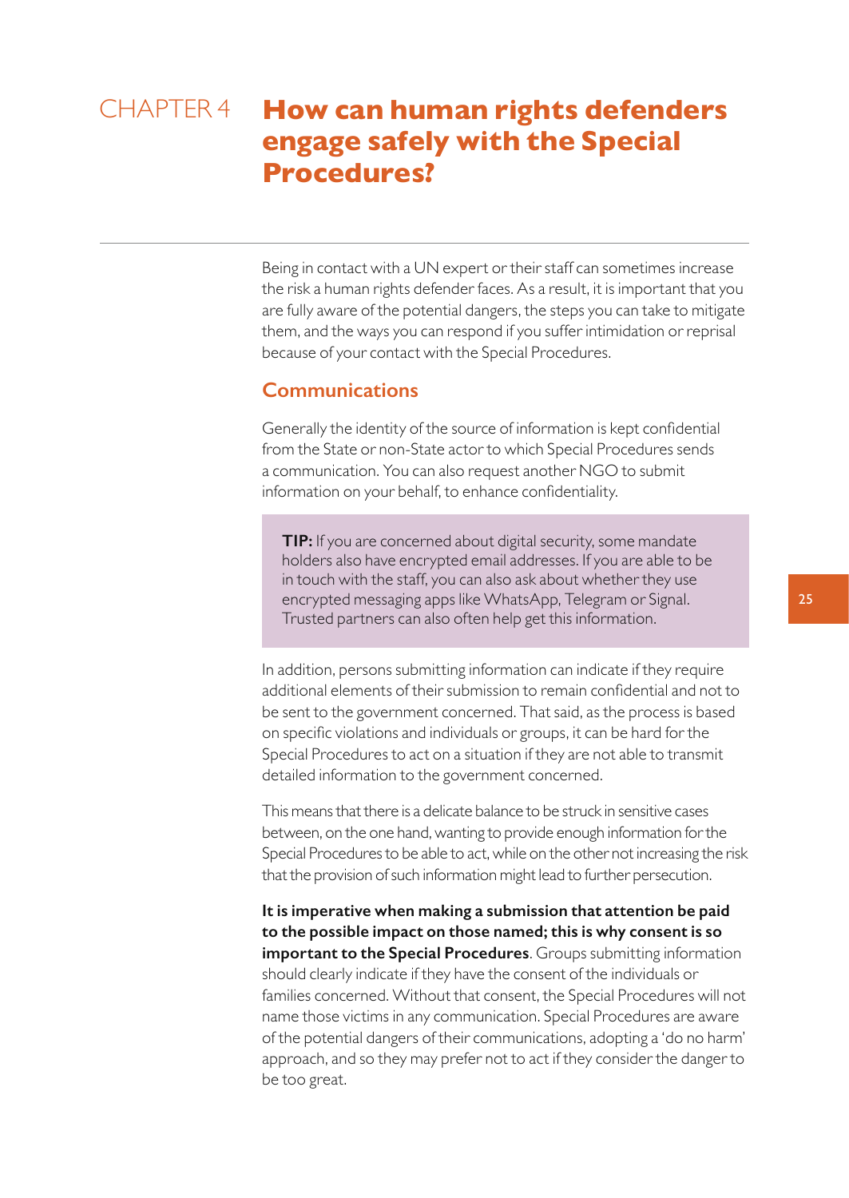# CHAPTER 4 How can human rights defenders engage safely with the Special Procedures?

Being in contact with a UN expert or their staff can sometimes increase the risk a human rights defender faces. As a result, it is important that you are fully aware of the potential dangers, the steps you can take to mitigate them, and the ways you can respond if you suffer intimidation or reprisal because of your contact with the Special Procedures.

## Communications

Generally the identity of the source of information is kept confidential from the State or non-State actor to which Special Procedures sends a communication. You can also request another NGO to submit information on your behalf, to enhance confidentiality.

> **TIP:** If you are concerned about digital security, some mandate holders also have encrypted email addresses. If you are able to be in touch with the staff, you can also ask about whether they use encrypted messaging apps like WhatsApp, Telegram or Signal. Trusted partners can also often help get this information.

In addition, persons submitting information can indicate if they require additional elements of their submission to remain confidential and not to be sent to the government concerned. That said, as the process is based on specific violations and individuals or groups, it can be hard for the Special Procedures to act on a situation if they are not able to transmit detailed information to the government concerned.

This means that there is a delicate balance to be struck in sensitive cases between, on the one hand, wanting to provide enough information for the Special Procedures to be able to act, while on the other not increasing the risk that the provision of such information might lead to further persecution.

**It is imperative when making a submission that attention be paid to the possible impact on those named; this is why consent is so important to the Special Procedures**. Groups submitting information should clearly indicate if they have the consent of the individuals or families concerned. Without that consent, the Special Procedures will not name those victims in any communication. Special Procedures are aware of the potential dangers of their communications, adopting a 'do no harm' approach, and so they may prefer not to act if they consider the danger to be too great.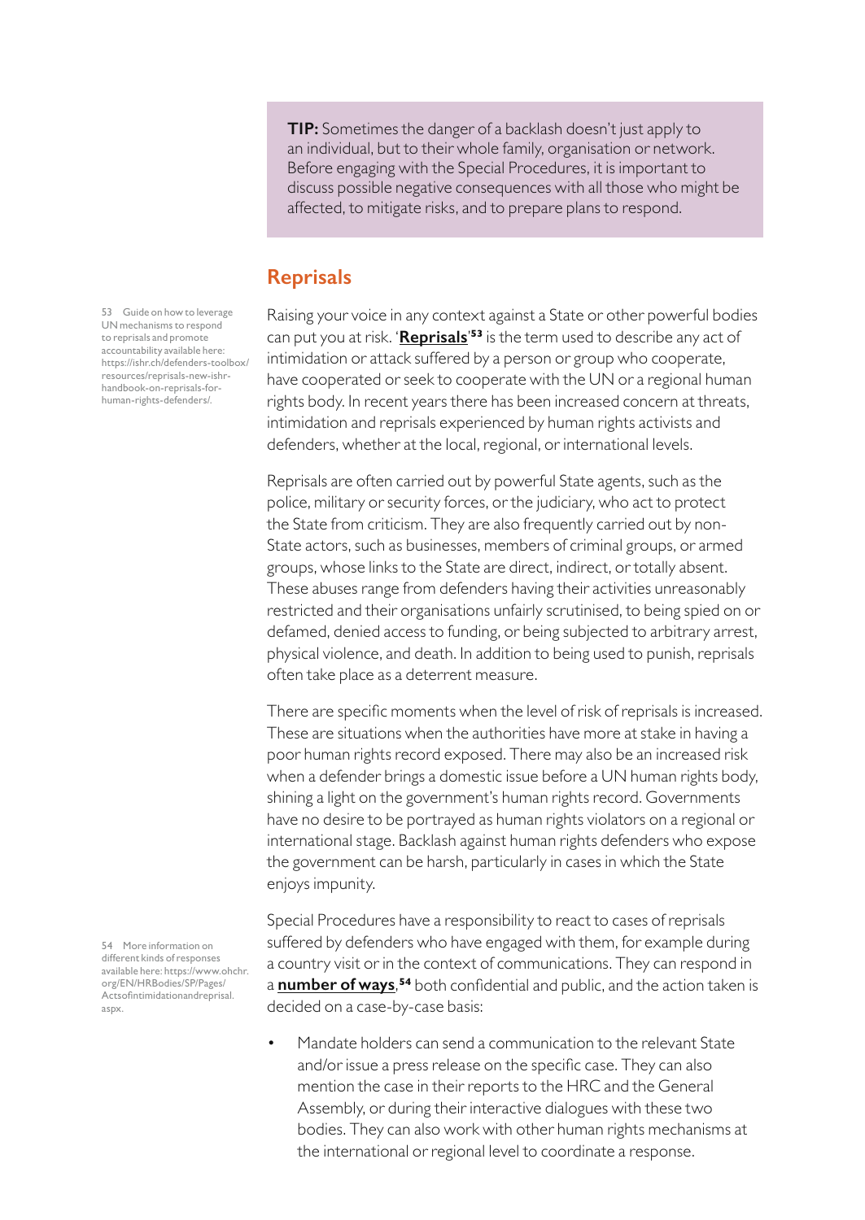**TIP:** Sometimes the danger of a backlash doesn't just apply to an individual, but to their whole family, organisation or network. Before engaging with the Special Procedures, it is important to discuss possible negative consequences with all those who might be affected, to mitigate risks, and to prepare plans to respond.

## Reprisals

Raising your voice in any context against a State or other powerful bodies can put you at risk. '**Reprisals**'[53] is the term used to describe any act of intimidation or attack suffered by a person or group who cooperate, have cooperated or seek to cooperate with the UN or a regional human rights body. In recent years there has been increased concern at threats, intimidation and reprisals experienced by human rights activists and defenders, whether at the local, regional, or international levels.

Reprisals are often carried out by powerful State agents, such as the police, military or security forces, or the judiciary, who act to protect the State from criticism. They are also frequently carried out by non-State actors, such as businesses, members of criminal groups, or armed groups, whose links to the State are direct, indirect, or totally absent. These abuses range from defenders having their activities unreasonably restricted and their organisations unfairly scrutinised, to being spied on or defamed, denied access to funding, or being subjected to arbitrary arrest, physical violence, and death. In addition to being used to punish, reprisals often take place as a deterrent measure.

There are specific moments when the level of risk of reprisals is increased. These are situations when the authorities have more at stake in having a poor human rights record exposed. There may also be an increased risk when a defender brings a domestic issue before a UN human rights body, shining a light on the government's human rights record. Governments have no desire to be portrayed as human rights violators on a regional or international stage. Backlash against human rights defenders who expose the government can be harsh, particularly in cases in which the State enjoys impunity.

Special Procedures have a responsibility to react to cases of reprisals suffered by defenders who have engaged with them, for example during a country visit or in the context of communications. They can respond in a **number of ways**,[54] both confidential and public, and the action taken is decided on a case-by-case basis:

- Mandate holders can send a communication to the relevant State and/or issue a press release on the specific case. They can also mention the case in their reports to the HRC and the General Assembly, or during their interactive dialogues with these two bodies. They can also work with other human rights mechanisms at the international or regional level to coordinate a response.

---

53 Guide on how to leverage UN mechanisms to respond to reprisals and promote accountability available here: https://ishr.ch/defenders-toolbox/resources/reprisals-new-ishr-handbook-on-reprisals-for-human-rights-defenders/.

54 More information on different kinds of responses available here: https://www.ohchr.org/EN/HRBodies/SP/Pages/Actsofintimidationandreprisal.aspx.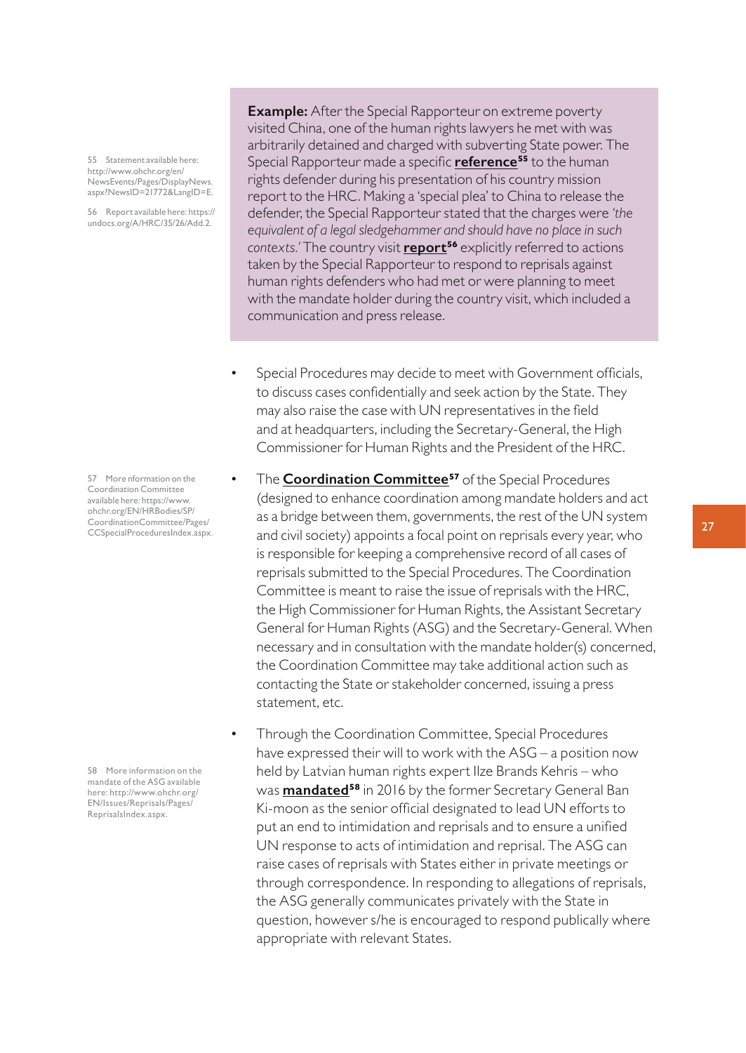**Example:** After the Special Rapporteur on extreme poverty visited China, one of the human rights lawyers he met with was arbitrarily detained and charged with subverting State power. The Special Rapporteur made a specific **reference**[55] to the human rights defender during his presentation of his country mission report to the HRC. Making a 'special plea' to China to release the defender, the Special Rapporteur stated that the charges were *'the equivalent of a legal sledgehammer and should have no place in such contexts.'* The country visit **report**[56] explicitly referred to actions taken by the Special Rapporteur to respond to reprisals against human rights defenders who had met or were planning to meet with the mandate holder during the country visit, which included a communication and press release.

- Special Procedures may decide to meet with Government officials, to discuss cases confidentially and seek action by the State. They may also raise the case with UN representatives in the field and at headquarters, including the Secretary-General, the High Commissioner for Human Rights and the President of the HRC.
- The **Coordination Committee**[57] of the Special Procedures (designed to enhance coordination among mandate holders and act as a bridge between them, governments, the rest of the UN system and civil society) appoints a focal point on reprisals every year, who is responsible for keeping a comprehensive record of all cases of reprisals submitted to the Special Procedures. The Coordination Committee is meant to raise the issue of reprisals with the HRC, the High Commissioner for Human Rights, the Assistant Secretary General for Human Rights (ASG) and the Secretary-General. When necessary and in consultation with the mandate holder(s) concerned, the Coordination Committee may take additional action such as contacting the State or stakeholder concerned, issuing a press statement, etc.
- Through the Coordination Committee, Special Procedures have expressed their will to work with the ASG – a position now held by Latvian human rights expert Ilze Brands Kehris – who was **mandated**[58] in 2016 by the former Secretary General Ban Ki-moon as the senior official designated to lead UN efforts to put an end to intimidation and reprisals and to ensure a unified UN response to acts of intimidation and reprisal. The ASG can raise cases of reprisals with States either in private meetings or through correspondence. In responding to allegations of reprisals, the ASG generally communicates privately with the State in question, however s/he is encouraged to respond publically where appropriate with relevant States.

---

55 Statement available here: http://www.ohchr.org/en/NewsEvents/Pages/DisplayNews.aspx?NewsID=21772&LangID=E.

56 Report available here: https://undocs.org/A/HRC/35/26/Add.2.

57 More nformation on the Coordination Committee available here: https://www.ohchr.org/EN/HRBodies/SP/CoordinationCommittee/Pages/CCSpecialProceduresIndex.aspx.

58 More information on the mandate of the ASG available here: http://www.ohchr.org/EN/Issues/Reprisals/Pages/ReprisalsIndex.aspx.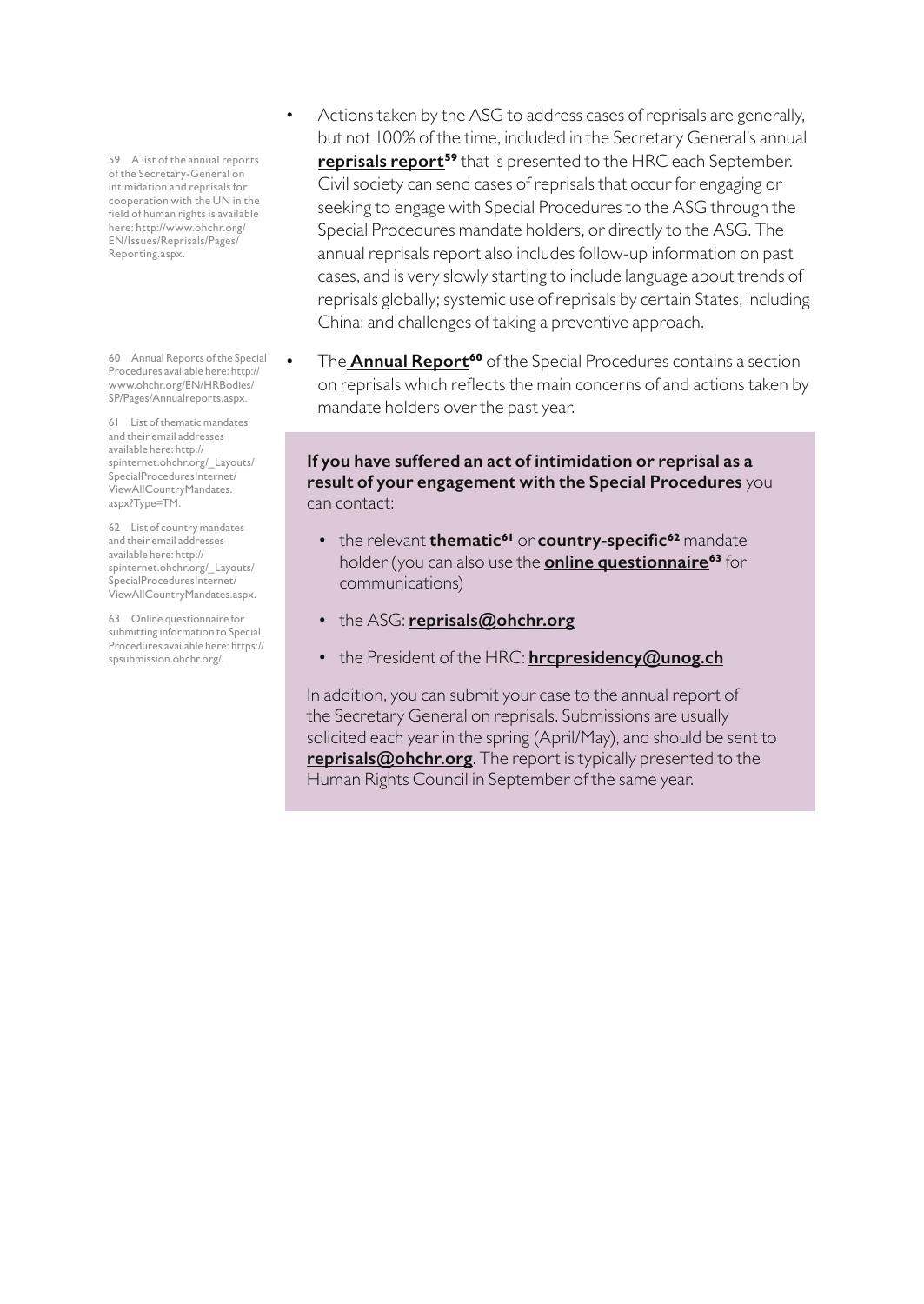- Actions taken by the ASG to address cases of reprisals are generally, but not 100% of the time, included in the Secretary General's annual **reprisals report**[59] that is presented to the HRC each September. Civil society can send cases of reprisals that occur for engaging or seeking to engage with Special Procedures to the ASG through the Special Procedures mandate holders, or directly to the ASG. The annual reprisals report also includes follow-up information on past cases, and is very slowly starting to include language about trends of reprisals globally; systemic use of reprisals by certain States, including China; and challenges of taking a preventive approach.
- The **Annual Report**[60] of the Special Procedures contains a section on reprisals which reflects the main concerns of and actions taken by mandate holders over the past year.

**If you have suffered an act of intimidation or reprisal as a result of your engagement with the Special Procedures** you can contact:

- the relevant **thematic**[61] or **country-specific**[62] mandate holder (you can also use the **online questionnaire**[63] for communications)
- the ASG: **reprisals@ohchr.org**
- the President of the HRC: **hrcpresidency@unog.ch**

In addition, you can submit your case to the annual report of the Secretary General on reprisals. Submissions are usually solicited each year in the spring (April/May), and should be sent to **reprisals@ohchr.org**. The report is typically presented to the Human Rights Council in September of the same year.

---

59 A list of the annual reports of the Secretary-General on intimidation and reprisals for cooperation with the UN in the field of human rights is available here: http://www.ohchr.org/EN/Issues/Reprisals/Pages/Reporting.aspx.

60 Annual Reports of the Special Procedures available here: http://www.ohchr.org/EN/HRBodies/SP/Pages/Annualreports.aspx.

61 List of thematic mandates and their email addresses available here: http://spinternet.ohchr.org/_Layouts/SpecialProceduresInternet/ViewAllCountryMandates.aspx?Type=TM.

62 List of country mandates and their email addresses available here: http://spinternet.ohchr.org/_Layouts/SpecialProceduresInternet/ViewAllCountryMandates.aspx.

63 Online questionnaire for submitting information to Special Procedures available here: https://spsubmission.ohchr.org/.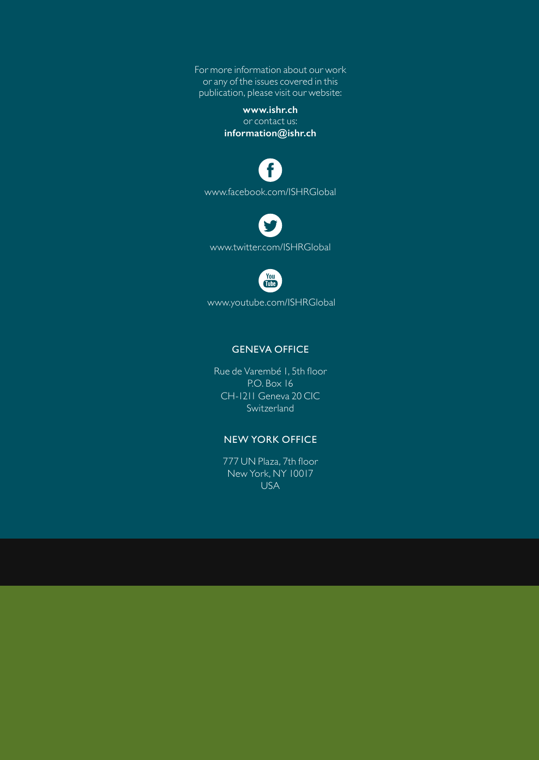For more information about our work or any of the issues covered in this publication, please visit our website:

**www.ishr.ch**
or contact us:
**information@ishr.ch**

www.facebook.com/ISHRGlobal

www.twitter.com/ISHRGlobal

www.youtube.com/ISHRGlobal

## GENEVA OFFICE

Rue de Varembé 1, 5th floor
P.O. Box 16
CH-1211 Geneva 20 CIC
Switzerland

## NEW YORK OFFICE

777 UN Plaza, 7th floor
New York, NY 10017
USA